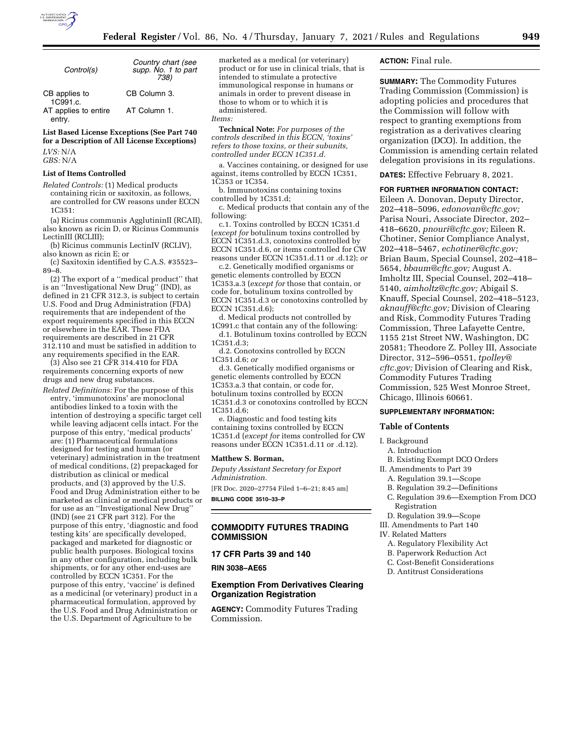| Control(s) | Country chart (see supp. No. 1 to part 738) |
|---|---|
| CB applies to 1C991.c. | CB Column 3. |
| AT applies to entire entry. | AT Column 1. |

**List Based License Exceptions (See Part 740 for a Description of All License Exceptions)**

*LVS:* N/A

*GBS:* N/A

**List of Items Controlled**

*Related Controls:* (1) Medical products containing ricin or saxitoxin, as follows, are controlled for CW reasons under ECCN 1C351:

(a) Ricinus communis AgglutininII (RCAII), also known as ricin D, or Ricinus Communis LectinIII (RCLIII);

(b) Ricinus communis LectinIV (RCLIV), also known as ricin E; or

(c) Saxitoxin identified by C.A.S. #35523–89–8.

(2) The export of a ''medical product'' that is an ''Investigational New Drug'' (IND), as defined in 21 CFR 312.3, is subject to certain U.S. Food and Drug Administration (FDA) requirements that are independent of the export requirements specified in this ECCN or elsewhere in the EAR. These FDA requirements are described in 21 CFR 312.110 and must be satisfied in addition to any requirements specified in the EAR.

(3) Also see 21 CFR 314.410 for FDA requirements concerning exports of new drugs and new drug substances.

*Related Definitions:* For the purpose of this entry, 'immunotoxins' are monoclonal antibodies linked to a toxin with the intention of destroying a specific target cell while leaving adjacent cells intact. For the purpose of this entry, 'medical products' are: (1) Pharmaceutical formulations designed for testing and human (or veterinary) administration in the treatment of medical conditions, (2) prepackaged for distribution as clinical or medical products, and (3) approved by the U.S. Food and Drug Administration either to be marketed as clinical or medical products or for use as an ''Investigational New Drug'' (IND) (see 21 CFR part 312). For the purpose of this entry, 'diagnostic and food testing kits' are specifically developed, packaged and marketed for diagnostic or public health purposes. Biological toxins in any other configuration, including bulk shipments, or for any other end-uses are controlled by ECCN 1C351. For the purpose of this entry, 'vaccine' is defined as a medicinal (or veterinary) product in a pharmaceutical formulation, approved by the U.S. Food and Drug Administration or the U.S. Department of Agriculture to be marketed as a medical (or veterinary) product or for use in clinical trials, that is intended to stimulate a protective immunological response in humans or animals in order to prevent disease in those to whom or to which it is administered.

*Items:*

**Technical Note:** *For purposes of the controls described in this ECCN, 'toxins' refers to those toxins, or their subunits, controlled under ECCN 1C351.d.*

a. Vaccines containing, or designed for use against, items controlled by ECCN 1C351, 1C353 or 1C354.

b. Immunotoxins containing toxins controlled by 1C351.d;

c. Medical products that contain any of the following:

c.1. Toxins controlled by ECCN 1C351.d (*except for* botulinum toxins controlled by ECCN 1C351.d.3, conotoxins controlled by ECCN 1C351.d.6, or items controlled for CW reasons under ECCN 1C351.d.11 or .d.12); *or*

c.2. Genetically modified organisms or genetic elements controlled by ECCN 1C353.a.3 (*except for* those that contain, or code for, botulinum toxins controlled by ECCN 1C351.d.3 or conotoxins controlled by ECCN 1C351.d.6);

d. Medical products not controlled by 1C991.c that contain any of the following:

d.1. Botulinum toxins controlled by ECCN 1C351.d.3;

d.2. Conotoxins controlled by ECCN 1C351.d.6; *or*

d.3. Genetically modified organisms or genetic elements controlled by ECCN 1C353.a.3 that contain, or code for, botulinum toxins controlled by ECCN 1C351.d.3 or conotoxins controlled by ECCN 1C351.d.6;

e. Diagnostic and food testing kits containing toxins controlled by ECCN 1C351.d (*except for* items controlled for CW reasons under ECCN 1C351.d.11 or .d.12).

**Matthew S. Borman,**

*Deputy Assistant Secretary for Export Administration.*

[FR Doc. 2020–27754 Filed 1–6–21; 8:45 am]

**BILLING CODE 3510–33–P**

## COMMODITY FUTURES TRADING COMMISSION

### 17 CFR Parts 39 and 140

**RIN 3038–AE65**

### Exemption From Derivatives Clearing Organization Registration

**AGENCY:** Commodity Futures Trading Commission.

**ACTION:** Final rule.

**SUMMARY:** The Commodity Futures Trading Commission (Commission) is adopting policies and procedures that the Commission will follow with respect to granting exemptions from registration as a derivatives clearing organization (DCO). In addition, the Commission is amending certain related delegation provisions in its regulations.

**DATES:** Effective February 8, 2021.

**FOR FURTHER INFORMATION CONTACT:** Eileen A. Donovan, Deputy Director, 202–418–5096, *edonovan@cftc.gov;* Parisa Nouri, Associate Director, 202–418–6620, *pnouri@cftc.gov;* Eileen R. Chotiner, Senior Compliance Analyst, 202–418–5467, *echotiner@cftc.gov;* Brian Baum, Special Counsel, 202–418–5654, *bbaum@cftc.gov;* August A. Imholtz III, Special Counsel, 202–418–5140, *aimholtz@cftc.gov;* Abigail S. Knauff, Special Counsel, 202–418–5123, *aknauff@cftc.gov;* Division of Clearing and Risk, Commodity Futures Trading Commission, Three Lafayette Centre, 1155 21st Street NW, Washington, DC 20581; Theodore Z. Polley III, Associate Director, 312–596–0551, *tpolley@cftc.gov;* Division of Clearing and Risk, Commodity Futures Trading Commission, 525 West Monroe Street, Chicago, Illinois 60661.

**SUPPLEMENTARY INFORMATION:**

**Table of Contents**

I. Background
  A. Introduction
  B. Existing Exempt DCO Orders
II. Amendments to Part 39
  A. Regulation 39.1—Scope
  B. Regulation 39.2—Definitions
  C. Regulation 39.6—Exemption From DCO Registration
  D. Regulation 39.9—Scope
III. Amendments to Part 140
IV. Related Matters
  A. Regulatory Flexibility Act
  B. Paperwork Reduction Act
  C. Cost-Benefit Considerations
  D. Antitrust Considerations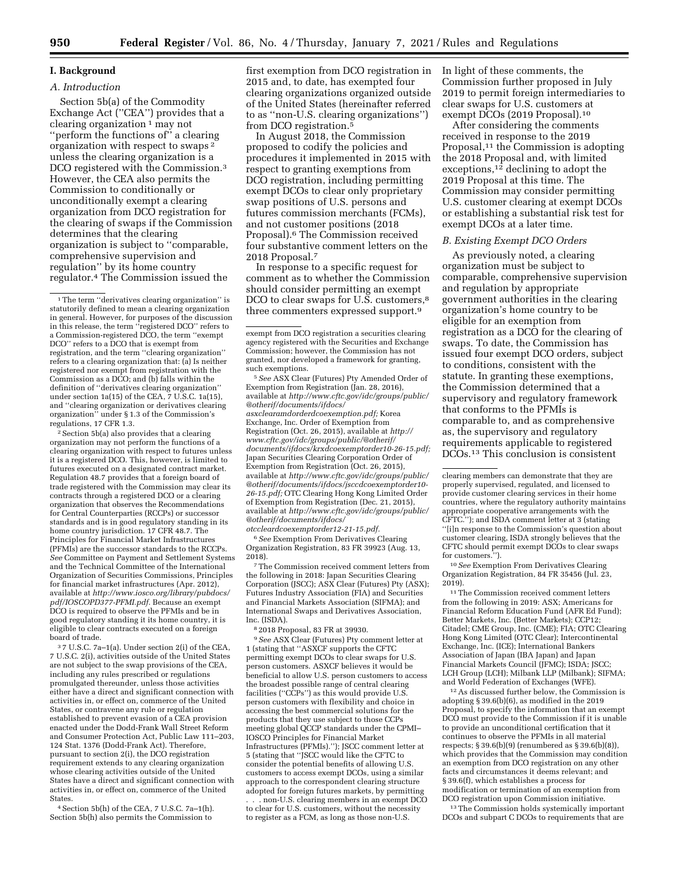## I. Background

### A. Introduction

Section 5b(a) of the Commodity Exchange Act (''CEA'') provides that a clearing organization [1] may not ''perform the functions of'' a clearing organization with respect to swaps [2] unless the clearing organization is a DCO registered with the Commission.[3] However, the CEA also permits the Commission to conditionally or unconditionally exempt a clearing organization from DCO registration for the clearing of swaps if the Commission determines that the clearing organization is subject to ''comparable, comprehensive supervision and regulation'' by its home country regulator.[4] The Commission issued the first exemption from DCO registration in 2015 and, to date, has exempted four clearing organizations organized outside of the United States (hereinafter referred to as ''non-U.S. clearing organizations'') from DCO registration.[5]

In August 2018, the Commission proposed to codify the policies and procedures it implemented in 2015 with respect to granting exemptions from DCO registration, including permitting exempt DCOs to clear only proprietary swap positions of U.S. persons and futures commission merchants (FCMs), and not customer positions (2018 Proposal).[6] The Commission received four substantive comment letters on the 2018 Proposal.[7]

In response to a specific request for comment as to whether the Commission should consider permitting an exempt DCO to clear swaps for U.S. customers,[8] three commenters expressed support.[9] In light of these comments, the Commission further proposed in July 2019 to permit foreign intermediaries to clear swaps for U.S. customers at exempt DCOs (2019 Proposal).[10]

After considering the comments received in response to the 2019 Proposal,[11] the Commission is adopting the 2018 Proposal and, with limited exceptions,[12] declining to adopt the 2019 Proposal at this time. The Commission may consider permitting U.S. customer clearing at exempt DCOs or establishing a substantial risk test for exempt DCOs at a later time.

### B. Existing Exempt DCO Orders

As previously noted, a clearing organization must be subject to comparable, comprehensive supervision and regulation by appropriate government authorities in the clearing organization's home country to be eligible for an exemption from registration as a DCO for the clearing of swaps. To date, the Commission has issued four exempt DCO orders, subject to conditions, consistent with the statute. In granting these exemptions, the Commission determined that a supervisory and regulatory framework that conforms to the PFMIs is comparable to, and as comprehensive as, the supervisory and regulatory requirements applicable to registered DCOs.[13] This conclusion is consistent

---

[1] The term ''derivatives clearing organization'' is statutorily defined to mean a clearing organization in general. However, for purposes of the discussion in this release, the term ''registered DCO'' refers to a Commission-registered DCO, the term ''exempt DCO'' refers to a DCO that is exempt from registration, and the term ''clearing organization'' refers to a clearing organization that: (a) Is neither registered nor exempt from registration with the Commission as a DCO; and (b) falls within the definition of ''derivatives clearing organization'' under section 1a(15) of the CEA, 7 U.S.C. 1a(15), and ''clearing organization or derivatives clearing organization'' under § 1.3 of the Commission's regulations, 17 CFR 1.3.

[2] Section 5b(a) also provides that a clearing organization may not perform the functions of a clearing organization with respect to futures unless it is a registered DCO. This, however, is limited to futures executed on a designated contract market. Regulation 48.7 provides that a foreign board of trade registered with the Commission may clear its contracts through a registered DCO or a clearing organization that observes the Recommendations for Central Counterparties (RCCPs) or successor standards and is in good regulatory standing in its home country jurisdiction. 17 CFR 48.7. The Principles for Financial Market Infrastructures (PFMIs) are the successor standards to the RCCPs. *See* Committee on Payment and Settlement Systems and the Technical Committee of the International Organization of Securities Commissions, Principles for financial market infrastructures (Apr. 2012), available at *http://www.iosco.org/library/pubdocs/pdf/IOSCOPD377-PFMI.pdf*. Because an exempt DCO is required to observe the PFMIs and be in good regulatory standing it its home country, it is eligible to clear contracts executed on a foreign board of trade.

[3] 7 U.S.C. 7a–1(a). Under section 2(i) of the CEA, 7 U.S.C. 2(i), activities outside of the United States are not subject to the swap provisions of the CEA, including any rules prescribed or regulations promulgated thereunder, unless those activities either have a direct and significant connection with activities in, or effect on, commerce of the United States, or contravene any rule or regulation established to prevent evasion of a CEA provision enacted under the Dodd-Frank Wall Street Reform and Consumer Protection Act, Public Law 111–203, 124 Stat. 1376 (Dodd-Frank Act). Therefore, pursuant to section 2(i), the DCO registration requirement extends to any clearing organization whose clearing activities outside of the United States have a direct and significant connection with activities in, or effect on, commerce of the United States.

[4] Section 5b(h) of the CEA, 7 U.S.C. 7a–1(h). Section 5b(h) also permits the Commission to exempt from DCO registration a securities clearing agency registered with the Securities and Exchange Commission; however, the Commission has not granted, nor developed a framework for granting, such exemptions.

[5] *See* ASX Clear (Futures) Pty Amended Order of Exemption from Registration (Jan. 28, 2016), available at *http://www.cftc.gov/idc/groups/public/@otherif/documents/ifdocs/asxclearamdorderdcoexemption.pdf;* Korea Exchange, Inc. Order of Exemption from Registration (Oct. 26, 2015), available at *http://www.cftc.gov/idc/groups/public/@otherif/documents/ifdocs/krxdcoexemptorder10-26-15.pdf;* Japan Securities Clearing Corporation Order of Exemption from Registration (Oct. 26, 2015), available at *http://www.cftc.gov/idc/groups/public/@otherif/documents/ifdocs/jsccdcoexemptorder10-26-15.pdf;* OTC Clearing Hong Kong Limited Order of Exemption from Registration (Dec. 21, 2015), available at *http://www.cftc.gov/idc/groups/public/@otherif/documents/ifdocs/otccleardcoexemptorder12-21-15.pdf.*

[6] *See* Exemption From Derivatives Clearing Organization Registration, 83 FR 39923 (Aug. 13, 2018).

[7] The Commission received comment letters from the following in 2018: Japan Securities Clearing Corporation (JSCC); ASX Clear (Futures) Pty (ASX); Futures Industry Association (FIA) and Securities and Financial Markets Association (SIFMA); and International Swaps and Derivatives Association, Inc. (ISDA).

[8] 2018 Proposal, 83 FR at 39930.

[9] *See* ASX Clear (Futures) Pty comment letter at 1 (stating that ''ASXCF supports the CFTC permitting exempt DCOs to clear swaps for U.S. person customers. ASXCF believes it would be beneficial to allow U.S. person customers to access the broadest possible range of central clearing facilities (''CCPs'') as this would provide U.S. person customers with flexibility and choice in accessing the best commercial solutions for the products that they use subject to those CCPs meeting global QCCP standards under the CPMI–IOSCO Principles for Financial Market Infrastructures (PFMIs).''); JSCC comment letter at 5 (stating that ''JSCC would like the CFTC to consider the potential benefits of allowing U.S. customers to access exempt DCOs, using a similar approach to the correspondent clearing structure adopted for foreign futures markets, by permitting . . . non-U.S. clearing members in an exempt DCO to clear for U.S. customers, without the necessity to register as a FCM, as long as those non-U.S. clearing members can demonstrate that they are properly supervised, regulated, and licensed to provide customer clearing services in their home countries, where the regulatory authority maintains appropriate cooperative arrangements with the CFTC.''); and ISDA comment letter at 3 (stating ''[i]n response to the Commission's question about customer clearing, ISDA strongly believes that the CFTC should permit exempt DCOs to clear swaps for customers.'').

[10] *See* Exemption From Derivatives Clearing Organization Registration, 84 FR 35456 (Jul. 23, 2019).

[11] The Commission received comment letters from the following in 2019: ASX; Americans for Financial Reform Education Fund (AFR Ed Fund); Better Markets, Inc. (Better Markets); CCP12; Citadel; CME Group, Inc. (CME); FIA; OTC Clearing Hong Kong Limited (OTC Clear); Intercontinental Exchange, Inc. (ICE); International Bankers Association of Japan (IBA Japan) and Japan Financial Markets Council (JFMC); ISDA; JSCC; LCH Group (LCH); Milbank LLP (Milbank); SIFMA; and World Federation of Exchanges (WFE).

[12] As discussed further below, the Commission is adopting § 39.6(b)(6), as modified in the 2019 Proposal, to specify the information that an exempt DCO must provide to the Commission if it is unable to provide an unconditional certification that it continues to observe the PFMIs in all material respects; § 39.6(b)(9) (renumbered as § 39.6(b)(8)), which provides that the Commission may condition an exemption from DCO registration on any other facts and circumstances it deems relevant; and § 39.6(f), which establishes a process for modification or termination of an exemption from DCO registration upon Commission initiative.

[13] The Commission holds systemically important DCOs and subpart C DCOs to requirements that are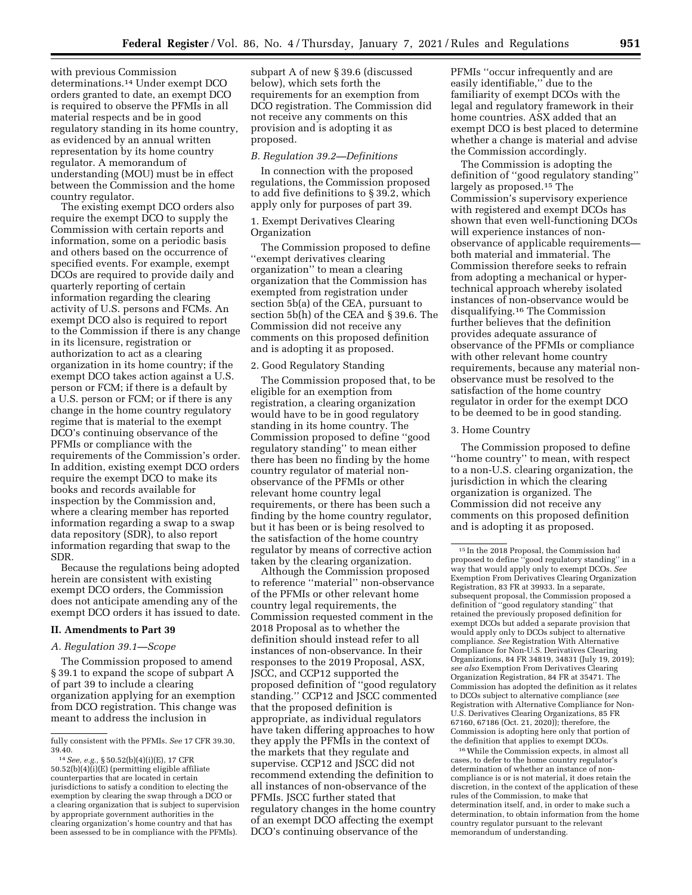with previous Commission determinations.[14] Under exempt DCO orders granted to date, an exempt DCO is required to observe the PFMIs in all material respects and be in good regulatory standing in its home country, as evidenced by an annual written representation by its home country regulator. A memorandum of understanding (MOU) must be in effect between the Commission and the home country regulator.

The existing exempt DCO orders also require the exempt DCO to supply the Commission with certain reports and information, some on a periodic basis and others based on the occurrence of specified events. For example, exempt DCOs are required to provide daily and quarterly reporting of certain information regarding the clearing activity of U.S. persons and FCMs. An exempt DCO also is required to report to the Commission if there is any change in its licensure, registration or authorization to act as a clearing organization in its home country; if the exempt DCO takes action against a U.S. person or FCM; if there is a default by a U.S. person or FCM; or if there is any change in the home country regulatory regime that is material to the exempt DCO's continuing observance of the PFMIs or compliance with the requirements of the Commission's order. In addition, existing exempt DCO orders require the exempt DCO to make its books and records available for inspection by the Commission and, where a clearing member has reported information regarding a swap to a swap data repository (SDR), to also report information regarding that swap to the SDR.

Because the regulations being adopted herein are consistent with existing exempt DCO orders, the Commission does not anticipate amending any of the exempt DCO orders it has issued to date.

## II. Amendments to Part 39

### A. Regulation 39.1—Scope

The Commission proposed to amend § 39.1 to expand the scope of subpart A of part 39 to include a clearing organization applying for an exemption from DCO registration. This change was meant to address the inclusion in subpart A of new § 39.6 (discussed below), which sets forth the requirements for an exemption from DCO registration. The Commission did not receive any comments on this provision and is adopting it as proposed.

### B. Regulation 39.2—Definitions

In connection with the proposed regulations, the Commission proposed to add five definitions to § 39.2, which apply only for purposes of part 39.

#### 1. Exempt Derivatives Clearing Organization

The Commission proposed to define "exempt derivatives clearing organization" to mean a clearing organization that the Commission has exempted from registration under section 5b(a) of the CEA, pursuant to section 5b(h) of the CEA and § 39.6. The Commission did not receive any comments on this proposed definition and is adopting it as proposed.

#### 2. Good Regulatory Standing

The Commission proposed that, to be eligible for an exemption from registration, a clearing organization would have to be in good regulatory standing in its home country. The Commission proposed to define "good regulatory standing" to mean either there has been no finding by the home country regulator of material non-observance of the PFMIs or other relevant home country legal requirements, or there has been such a finding by the home country regulator, but it has been or is being resolved to the satisfaction of the home country regulator by means of corrective action taken by the clearing organization.

Although the Commission proposed to reference "material" non-observance of the PFMIs or other relevant home country legal requirements, the Commission requested comment in the 2018 Proposal as to whether the definition should instead refer to all instances of non-observance. In their responses to the 2019 Proposal, ASX, JSCC, and CCP12 supported the proposed definition of "good regulatory standing." CCP12 and JSCC commented that the proposed definition is appropriate, as individual regulators have taken differing approaches to how they apply the PFMIs in the context of the markets that they regulate and supervise. CCP12 and JSCC did not recommend extending the definition to all instances of non-observance of the PFMIs. JSCC further stated that regulatory changes in the home country of an exempt DCO affecting the exempt DCO's continuing observance of the PFMIs "occur infrequently and are easily identifiable," due to the familiarity of exempt DCOs with the legal and regulatory framework in their home countries. ASX added that an exempt DCO is best placed to determine whether a change is material and advise the Commission accordingly.

The Commission is adopting the definition of "good regulatory standing" largely as proposed.[15] The Commission's supervisory experience with registered and exempt DCOs has shown that even well-functioning DCOs will experience instances of non-observance of applicable requirements—both material and immaterial. The Commission therefore seeks to refrain from adopting a mechanical or hyper-technical approach whereby isolated instances of non-observance would be disqualifying.[16] The Commission further believes that the definition provides adequate assurance of observance of the PFMIs or compliance with other relevant home country requirements, because any material non-observance must be resolved to the satisfaction of the home country regulator in order for the exempt DCO to be deemed to be in good standing.

#### 3. Home Country

The Commission proposed to define "home country" to mean, with respect to a non-U.S. clearing organization, the jurisdiction in which the clearing organization is organized. The Commission did not receive any comments on this proposed definition and is adopting it as proposed.

---

fully consistent with the PFMIs. *See* 17 CFR 39.30, 39.40.

[14] *See, e.g.,* § 50.52(b)(4)(i)(E), 17 CFR 50.52(b)(4)(i)(E) (permitting eligible affiliate counterparties that are located in certain jurisdictions to satisfy a condition to electing the exemption by clearing the swap through a DCO or a clearing organization that is subject to supervision by appropriate government authorities in the clearing organization's home country and that has been assessed to be in compliance with the PFMIs).

[15] In the 2018 Proposal, the Commission had proposed to define "good regulatory standing" in a way that would apply only to exempt DCOs. *See* Exemption From Derivatives Clearing Organization Registration, 83 FR at 39933. In a separate, subsequent proposal, the Commission proposed a definition of "good regulatory standing" that retained the previously proposed definition for exempt DCOs but added a separate provision that would apply only to DCOs subject to alternative compliance. *See* Registration With Alternative Compliance for Non-U.S. Derivatives Clearing Organizations, 84 FR 34819, 34831 (July 19, 2019); *see also* Exemption From Derivatives Clearing Organization Registration, 84 FR at 35471. The Commission has adopted the definition as it relates to DCOs subject to alternative compliance (*see* Registration with Alternative Compliance for Non-U.S. Derivatives Clearing Organizations, 85 FR 67160, 67186 (Oct. 21, 2020)); therefore, the Commission is adopting here only that portion of the definition that applies to exempt DCOs.

[16] While the Commission expects, in almost all cases, to defer to the home country regulator's determination of whether an instance of non-compliance is or is not material, it does retain the discretion, in the context of the application of these rules of the Commission, to make that determination itself, and, in order to make such a determination, to obtain information from the home country regulator pursuant to the relevant memorandum of understanding.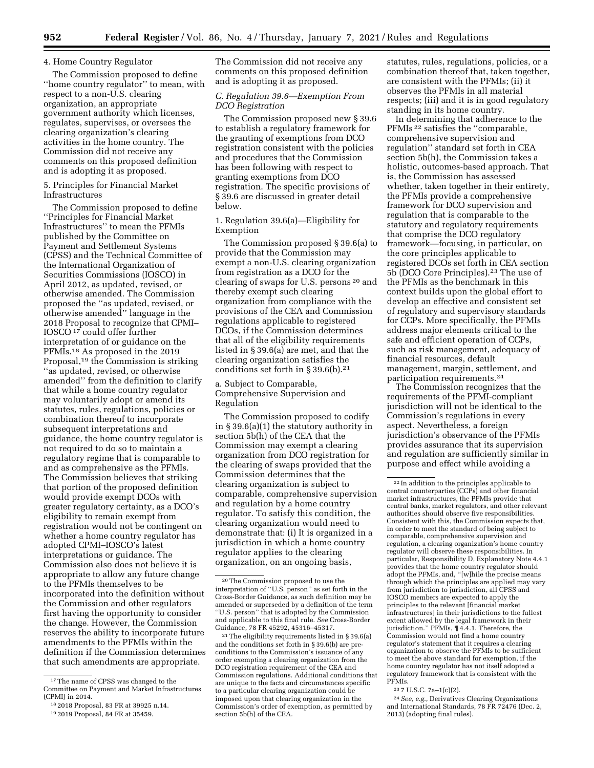4. Home Country Regulator

The Commission proposed to define "home country regulator" to mean, with respect to a non-U.S. clearing organization, an appropriate government authority which licenses, regulates, supervises, or oversees the clearing organization's clearing activities in the home country. The Commission did not receive any comments on this proposed definition and is adopting it as proposed.

5. Principles for Financial Market Infrastructures

The Commission proposed to define "Principles for Financial Market Infrastructures" to mean the PFMIs published by the Committee on Payment and Settlement Systems (CPSS) and the Technical Committee of the International Organization of Securities Commissions (IOSCO) in April 2012, as updated, revised, or otherwise amended. The Commission proposed the "as updated, revised, or otherwise amended" language in the 2018 Proposal to recognize that CPMI–IOSCO [17] could offer further interpretation of or guidance on the PFMIs.[18] As proposed in the 2019 Proposal,[19] the Commission is striking "as updated, revised, or otherwise amended" from the definition to clarify that while a home country regulator may voluntarily adopt or amend its statutes, rules, regulations, policies or combination thereof to incorporate subsequent interpretations and guidance, the home country regulator is not required to do so to maintain a regulatory regime that is comparable to and as comprehensive as the PFMIs. The Commission believes that striking that portion of the proposed definition would provide exempt DCOs with greater regulatory certainty, as a DCO's eligibility to remain exempt from registration would not be contingent on whether a home country regulator has adopted CPMI–IOSCO's latest interpretations or guidance. The Commission also does not believe it is appropriate to allow any future change to the PFMIs themselves to be incorporated into the definition without the Commission and other regulators first having the opportunity to consider the change. However, the Commission reserves the ability to incorporate future amendments to the PFMIs within the definition if the Commission determines that such amendments are appropriate. The Commission did not receive any comments on this proposed definition and is adopting it as proposed.

*C. Regulation 39.6—Exemption From DCO Registration*

The Commission proposed new § 39.6 to establish a regulatory framework for the granting of exemptions from DCO registration consistent with the policies and procedures that the Commission has been following with respect to granting exemptions from DCO registration. The specific provisions of § 39.6 are discussed in greater detail below.

1. Regulation 39.6(a)—Eligibility for Exemption

The Commission proposed § 39.6(a) to provide that the Commission may exempt a non-U.S. clearing organization from registration as a DCO for the clearing of swaps for U.S. persons [20] and thereby exempt such clearing organization from compliance with the provisions of the CEA and Commission regulations applicable to registered DCOs, if the Commission determines that all of the eligibility requirements listed in § 39.6(a) are met, and that the clearing organization satisfies the conditions set forth in § 39.6(b).[21]

a. Subject to Comparable, Comprehensive Supervision and Regulation

The Commission proposed to codify in § 39.6(a)(1) the statutory authority in section 5b(h) of the CEA that the Commission may exempt a clearing organization from DCO registration for the clearing of swaps provided that the Commission determines that the clearing organization is subject to comparable, comprehensive supervision and regulation by a home country regulator. To satisfy this condition, the clearing organization would need to demonstrate that: (i) It is organized in a jurisdiction in which a home country regulator applies to the clearing organization, on an ongoing basis, statutes, rules, regulations, policies, or a combination thereof that, taken together, are consistent with the PFMIs; (ii) it observes the PFMIs in all material respects; (iii) and it is in good regulatory standing in its home country.

In determining that adherence to the PFMIs [22] satisfies the "comparable, comprehensive supervision and regulation" standard set forth in CEA section 5b(h), the Commission takes a holistic, outcomes-based approach. That is, the Commission has assessed whether, taken together in their entirety, the PFMIs provide a comprehensive framework for DCO supervision and regulation that is comparable to the statutory and regulatory requirements that comprise the DCO regulatory framework—focusing, in particular, on the core principles applicable to registered DCOs set forth in CEA section 5b (DCO Core Principles).[23] The use of the PFMIs as the benchmark in this context builds upon the global effort to develop an effective and consistent set of regulatory and supervisory standards for CCPs. More specifically, the PFMIs address major elements critical to the safe and efficient operation of CCPs, such as risk management, adequacy of financial resources, default management, margin, settlement, and participation requirements.[24]

The Commission recognizes that the requirements of the PFMI-compliant jurisdiction will not be identical to the Commission's regulations in every aspect. Nevertheless, a foreign jurisdiction's observance of the PFMIs provides assurance that its supervision and regulation are sufficiently similar in purpose and effect while avoiding a

---

[17] The name of CPSS was changed to the Committee on Payment and Market Infrastructures (CPMI) in 2014.

[18] 2018 Proposal, 83 FR at 39925 n.14.

[19] 2019 Proposal, 84 FR at 35459.

[20] The Commission proposed to use the interpretation of "U.S. person" as set forth in the Cross-Border Guidance, as such definition may be amended or superseded by a definition of the term "U.S. person" that is adopted by the Commission and applicable to this final rule. *See* Cross-Border Guidance, 78 FR 45292, 45316–45317.

[21] The eligibility requirements listed in § 39.6(a) and the conditions set forth in § 39.6(b) are pre-conditions to the Commission's issuance of any order exempting a clearing organization from the DCO registration requirement of the CEA and Commission regulations. Additional conditions that are unique to the facts and circumstances specific to a particular clearing organization could be imposed upon that clearing organization in the Commission's order of exemption, as permitted by section 5b(h) of the CEA.

[22] In addition to the principles applicable to central counterparties (CCPs) and other financial market infrastructures, the PFMIs provide that central banks, market regulators, and other relevant authorities should observe five responsibilities. Consistent with this, the Commission expects that, in order to meet the standard of being subject to comparable, comprehensive supervision and regulation, a clearing organization's home country regulator will observe these responsibilities. In particular, Responsibility D, Explanatory Note 4.4.1 provides that the home country regulator should adopt the PFMIs, and, "[w]hile the precise means through which the principles are applied may vary from jurisdiction to jurisdiction, all CPSS and IOSCO members are expected to apply the principles to the relevant [financial market infrastructures] in their jurisdictions to the fullest extent allowed by the legal framework in their jurisdiction." PFMIs, ¶ 4.4.1. Therefore, the Commission would not find a home country regulator's statement that it requires a clearing organization to observe the PFMIs to be sufficient to meet the above standard for exemption, if the home country regulator has not itself adopted a regulatory framework that is consistent with the PFMIs.

[23] 7 U.S.C. 7a–1(c)(2).

[24] *See, e.g.,* Derivatives Clearing Organizations and International Standards, 78 FR 72476 (Dec. 2, 2013) (adopting final rules).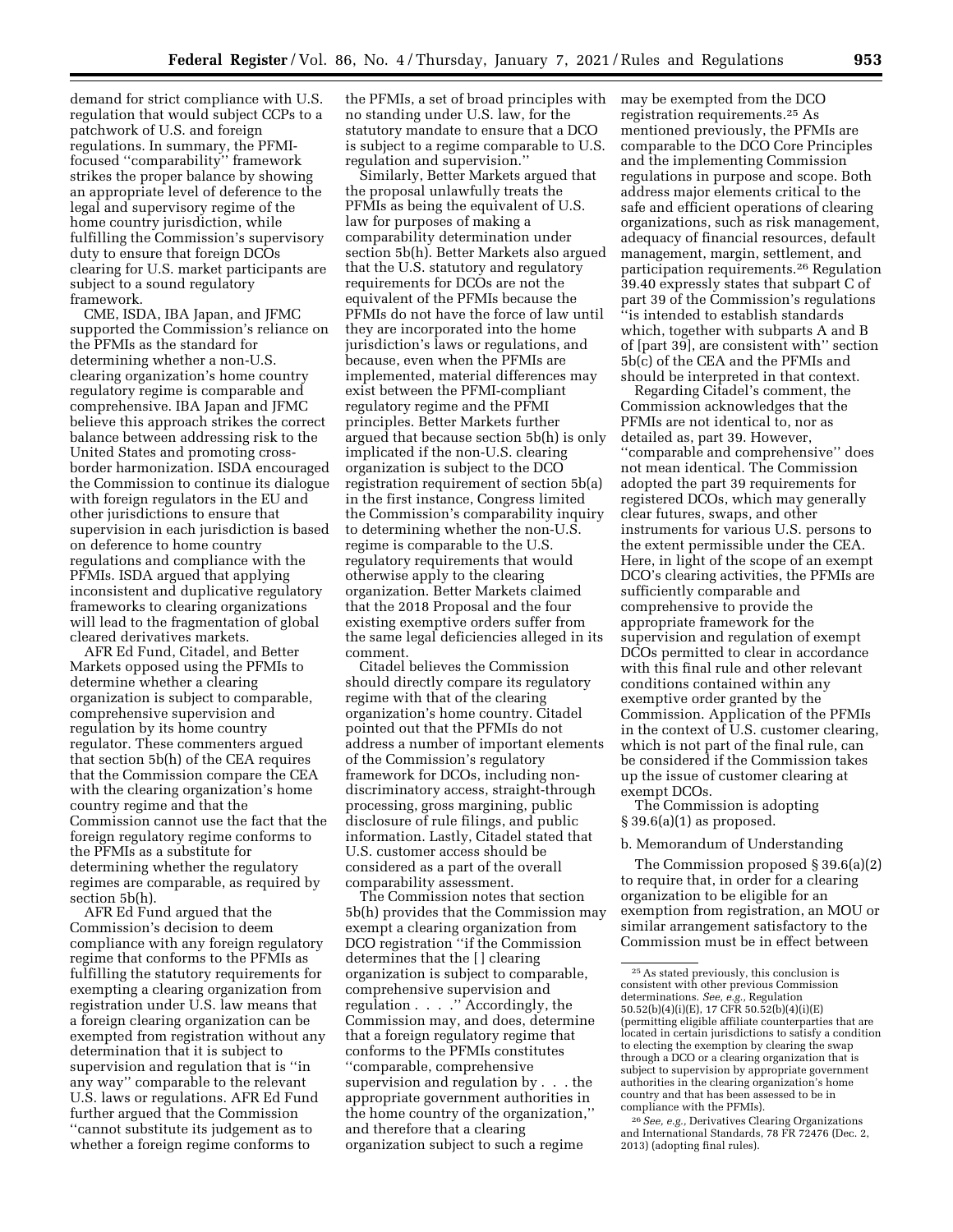demand for strict compliance with U.S. regulation that would subject CCPs to a patchwork of U.S. and foreign regulations. In summary, the PFMI-focused "comparability" framework strikes the proper balance by showing an appropriate level of deference to the legal and supervisory regime of the home country jurisdiction, while fulfilling the Commission's supervisory duty to ensure that foreign DCOs clearing for U.S. market participants are subject to a sound regulatory framework.

CME, ISDA, IBA Japan, and JFMC supported the Commission's reliance on the PFMIs as the standard for determining whether a non-U.S. clearing organization's home country regulatory regime is comparable and comprehensive. IBA Japan and JFMC believe this approach strikes the correct balance between addressing risk to the United States and promoting cross-border harmonization. ISDA encouraged the Commission to continue its dialogue with foreign regulators in the EU and other jurisdictions to ensure that supervision in each jurisdiction is based on deference to home country regulations and compliance with the PFMIs. ISDA argued that applying inconsistent and duplicative regulatory frameworks to clearing organizations will lead to the fragmentation of global cleared derivatives markets.

AFR Ed Fund, Citadel, and Better Markets opposed using the PFMIs to determine whether a clearing organization is subject to comparable, comprehensive supervision and regulation by its home country regulator. These commenters argued that section 5b(h) of the CEA requires that the Commission compare the CEA with the clearing organization's home country regime and that the Commission cannot use the fact that the foreign regulatory regime conforms to the PFMIs as a substitute for determining whether the regulatory regimes are comparable, as required by section 5b(h).

AFR Ed Fund argued that the Commission's decision to deem compliance with any foreign regulatory regime that conforms to the PFMIs as fulfilling the statutory requirements for exempting a clearing organization from registration under U.S. law means that a foreign clearing organization can be exempted from registration without any determination that it is subject to supervision and regulation that is "in any way" comparable to the relevant U.S. laws or regulations. AFR Ed Fund further argued that the Commission "cannot substitute its judgement as to whether a foreign regime conforms to the PFMIs, a set of broad principles with no standing under U.S. law, for the statutory mandate to ensure that a DCO is subject to a regime comparable to U.S. regulation and supervision."

Similarly, Better Markets argued that the proposal unlawfully treats the PFMIs as being the equivalent of U.S. law for purposes of making a comparability determination under section 5b(h). Better Markets also argued that the U.S. statutory and regulatory requirements for DCOs are not the equivalent of the PFMIs because the PFMIs do not have the force of law until they are incorporated into the home jurisdiction's laws or regulations, and because, even when the PFMIs are implemented, material differences may exist between the PFMI-compliant regulatory regime and the PFMI principles. Better Markets further argued that because section 5b(h) is only implicated if the non-U.S. clearing organization is subject to the DCO registration requirement of section 5b(a) in the first instance, Congress limited the Commission's comparability inquiry to determining whether the non-U.S. regime is comparable to the U.S. regulatory requirements that would otherwise apply to the clearing organization. Better Markets claimed that the 2018 Proposal and the four existing exemptive orders suffer from the same legal deficiencies alleged in its comment.

Citadel believes the Commission should directly compare its regulatory regime with that of the clearing organization's home country. Citadel pointed out that the PFMIs do not address a number of important elements of the Commission's regulatory framework for DCOs, including non-discriminatory access, straight-through processing, gross margining, public disclosure of rule filings, and public information. Lastly, Citadel stated that U.S. customer access should be considered as a part of the overall comparability assessment.

The Commission notes that section 5b(h) provides that the Commission may exempt a clearing organization from DCO registration "if the Commission determines that the [ ] clearing organization is subject to comparable, comprehensive supervision and regulation . . . ." Accordingly, the Commission may, and does, determine that a foreign regulatory regime that conforms to the PFMIs constitutes "comparable, comprehensive supervision and regulation by . . . the appropriate government authorities in the home country of the organization," and therefore that a clearing organization subject to such a regime may be exempted from the DCO registration requirements.[25] As mentioned previously, the PFMIs are comparable to the DCO Core Principles and the implementing Commission regulations in purpose and scope. Both address major elements critical to the safe and efficient operations of clearing organizations, such as risk management, adequacy of financial resources, default management, margin, settlement, and participation requirements.[26] Regulation 39.40 expressly states that subpart C of part 39 of the Commission's regulations "is intended to establish standards which, together with subparts A and B of [part 39], are consistent with" section 5b(c) of the CEA and the PFMIs and should be interpreted in that context.

Regarding Citadel's comment, the Commission acknowledges that the PFMIs are not identical to, nor as detailed as, part 39. However, "comparable and comprehensive" does not mean identical. The Commission adopted the part 39 requirements for registered DCOs, which may generally clear futures, swaps, and other instruments for various U.S. persons to the extent permissible under the CEA. Here, in light of the scope of an exempt DCO's clearing activities, the PFMIs are sufficiently comparable and comprehensive to provide the appropriate framework for the supervision and regulation of exempt DCOs permitted to clear in accordance with this final rule and other relevant conditions contained within any exemptive order granted by the Commission. Application of the PFMIs in the context of U.S. customer clearing, which is not part of the final rule, can be considered if the Commission takes up the issue of customer clearing at exempt DCOs.

The Commission is adopting § 39.6(a)(1) as proposed.

b. Memorandum of Understanding

The Commission proposed § 39.6(a)(2) to require that, in order for a clearing organization to be eligible for an exemption from registration, an MOU or similar arrangement satisfactory to the Commission must be in effect between

---

[25] As stated previously, this conclusion is consistent with other previous Commission determinations. *See, e.g.,* Regulation 50.52(b)(4)(i)(E), 17 CFR 50.52(b)(4)(i)(E) (permitting eligible affiliate counterparties that are located in certain jurisdictions to satisfy a condition to electing the exemption by clearing the swap through a DCO or a clearing organization that is subject to supervision by appropriate government authorities in the clearing organization's home country and that has been assessed to be in compliance with the PFMIs).

[26] *See, e.g.,* Derivatives Clearing Organizations and International Standards, 78 FR 72476 (Dec. 2, 2013) (adopting final rules).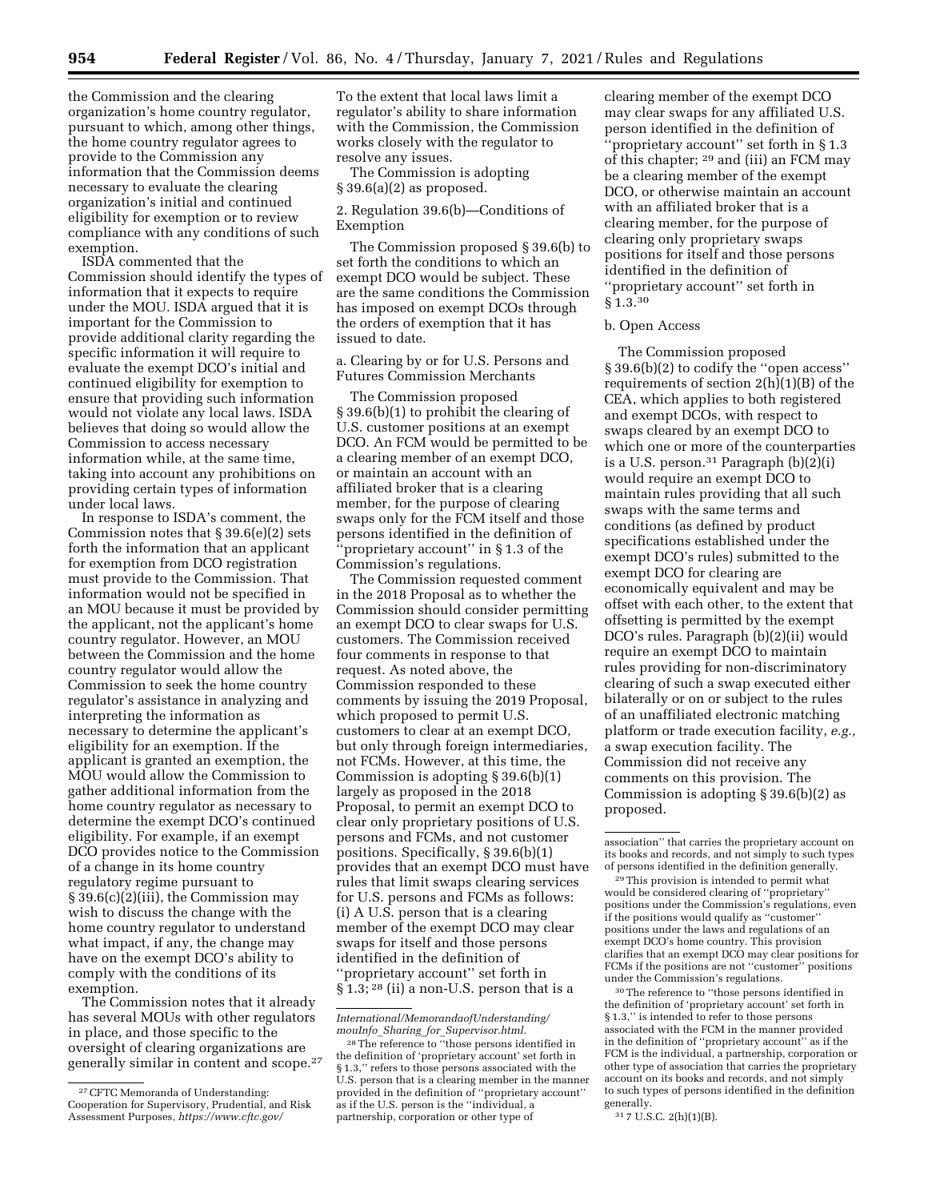the Commission and the clearing organization's home country regulator, pursuant to which, among other things, the home country regulator agrees to provide to the Commission any information that the Commission deems necessary to evaluate the clearing organization's initial and continued eligibility for exemption or to review compliance with any conditions of such exemption.

ISDA commented that the Commission should identify the types of information that it expects to require under the MOU. ISDA argued that it is important for the Commission to provide additional clarity regarding the specific information it will require to evaluate the exempt DCO's initial and continued eligibility for exemption to ensure that providing such information would not violate any local laws. ISDA believes that doing so would allow the Commission to access necessary information while, at the same time, taking into account any prohibitions on providing certain types of information under local laws.

In response to ISDA's comment, the Commission notes that § 39.6(e)(2) sets forth the information that an applicant for exemption from DCO registration must provide to the Commission. That information would not be specified in an MOU because it must be provided by the applicant, not the applicant's home country regulator. However, an MOU between the Commission and the home country regulator would allow the Commission to seek the home country regulator's assistance in analyzing and interpreting the information as necessary to determine the applicant's eligibility for an exemption. If the applicant is granted an exemption, the MOU would allow the Commission to gather additional information from the home country regulator as necessary to determine the exempt DCO's continued eligibility. For example, if an exempt DCO provides notice to the Commission of a change in its home country regulatory regime pursuant to § 39.6(c)(2)(iii), the Commission may wish to discuss the change with the home country regulator to understand what impact, if any, the change may have on the exempt DCO's ability to comply with the conditions of its exemption.

The Commission notes that it already has several MOUs with other regulators in place, and those specific to the oversight of clearing organizations are generally similar in content and scope.[27] To the extent that local laws limit a regulator's ability to share information with the Commission, the Commission works closely with the regulator to resolve any issues.

The Commission is adopting § 39.6(a)(2) as proposed.

2. Regulation 39.6(b)—Conditions of Exemption

The Commission proposed § 39.6(b) to set forth the conditions to which an exempt DCO would be subject. These are the same conditions the Commission has imposed on exempt DCOs through the orders of exemption that it has issued to date.

a. Clearing by or for U.S. Persons and Futures Commission Merchants

The Commission proposed § 39.6(b)(1) to prohibit the clearing of U.S. customer positions at an exempt DCO. An FCM would be permitted to be a clearing member of an exempt DCO, or maintain an account with an affiliated broker that is a clearing member, for the purpose of clearing swaps only for the FCM itself and those persons identified in the definition of "proprietary account" in § 1.3 of the Commission's regulations.

The Commission requested comment in the 2018 Proposal as to whether the Commission should consider permitting an exempt DCO to clear swaps for U.S. customers. The Commission received four comments in response to that request. As noted above, the Commission responded to these comments by issuing the 2019 Proposal, which proposed to permit U.S. customers to clear at an exempt DCO, but only through foreign intermediaries, not FCMs. However, at this time, the Commission is adopting § 39.6(b)(1) largely as proposed in the 2018 Proposal, to permit an exempt DCO to clear only proprietary positions of U.S. persons and FCMs, and not customer positions. Specifically, § 39.6(b)(1) provides that an exempt DCO must have rules that limit swaps clearing services for U.S. persons and FCMs as follows: (i) A U.S. person that is a clearing member of the exempt DCO may clear swaps for itself and those persons identified in the definition of "proprietary account" set forth in § 1.3;[28] (ii) a non-U.S. person that is a clearing member of the exempt DCO may clear swaps for any affiliated U.S. person identified in the definition of "proprietary account" set forth in § 1.3 of this chapter;[29] and (iii) an FCM may be a clearing member of the exempt DCO, or otherwise maintain an account with an affiliated broker that is a clearing member, for the purpose of clearing only proprietary swaps positions for itself and those persons identified in the definition of "proprietary account" set forth in § 1.3.[30]

b. Open Access

The Commission proposed § 39.6(b)(2) to codify the "open access" requirements of section 2(h)(1)(B) of the CEA, which applies to both registered and exempt DCOs, with respect to swaps cleared by an exempt DCO to which one or more of the counterparties is a U.S. person.[31] Paragraph (b)(2)(i) would require an exempt DCO to maintain rules providing that all such swaps with the same terms and conditions (as defined by product specifications established under the exempt DCO's rules) submitted to the exempt DCO for clearing are economically equivalent and may be offset with each other, to the extent that offsetting is permitted by the exempt DCO's rules. Paragraph (b)(2)(ii) would require an exempt DCO to maintain rules providing for non-discriminatory clearing of such a swap executed either bilaterally or on or subject to the rules of an unaffiliated electronic matching platform or trade execution facility, *e.g.,* a swap execution facility. The Commission did not receive any comments on this provision. The Commission is adopting § 39.6(b)(2) as proposed.

---

[27] CFTC Memoranda of Understanding: Cooperation for Supervisory, Prudential, and Risk Assessment Purposes, *https://www.cftc.gov/International/MemorandaofUnderstanding/mouInfo_Sharing_for_Supervisor.html.*

[28] The reference to "those persons identified in the definition of 'proprietary account' set forth in § 1.3," refers to those persons associated with the U.S. person that is a clearing member in the manner provided in the definition of "proprietary account" as if the U.S. person is the "individual, a partnership, corporation or other type of association" that carries the proprietary account on its books and records, and not simply to such types of persons identified in the definition generally.

[29] This provision is intended to permit what would be considered clearing of "proprietary" positions under the Commission's regulations, even if the positions would qualify as "customer" positions under the laws and regulations of an exempt DCO's home country. This provision clarifies that an exempt DCO may clear positions for FCMs if the positions are not "customer" positions under the Commission's regulations.

[30] The reference to "those persons identified in the definition of 'proprietary account' set forth in § 1.3," is intended to refer to those persons associated with the FCM in the manner provided in the definition of "proprietary account" as if the FCM is the individual, a partnership, corporation or other type of association that carries the proprietary account on its books and records, and not simply to such types of persons identified in the definition generally.

[31] 7 U.S.C. 2(h)(1)(B).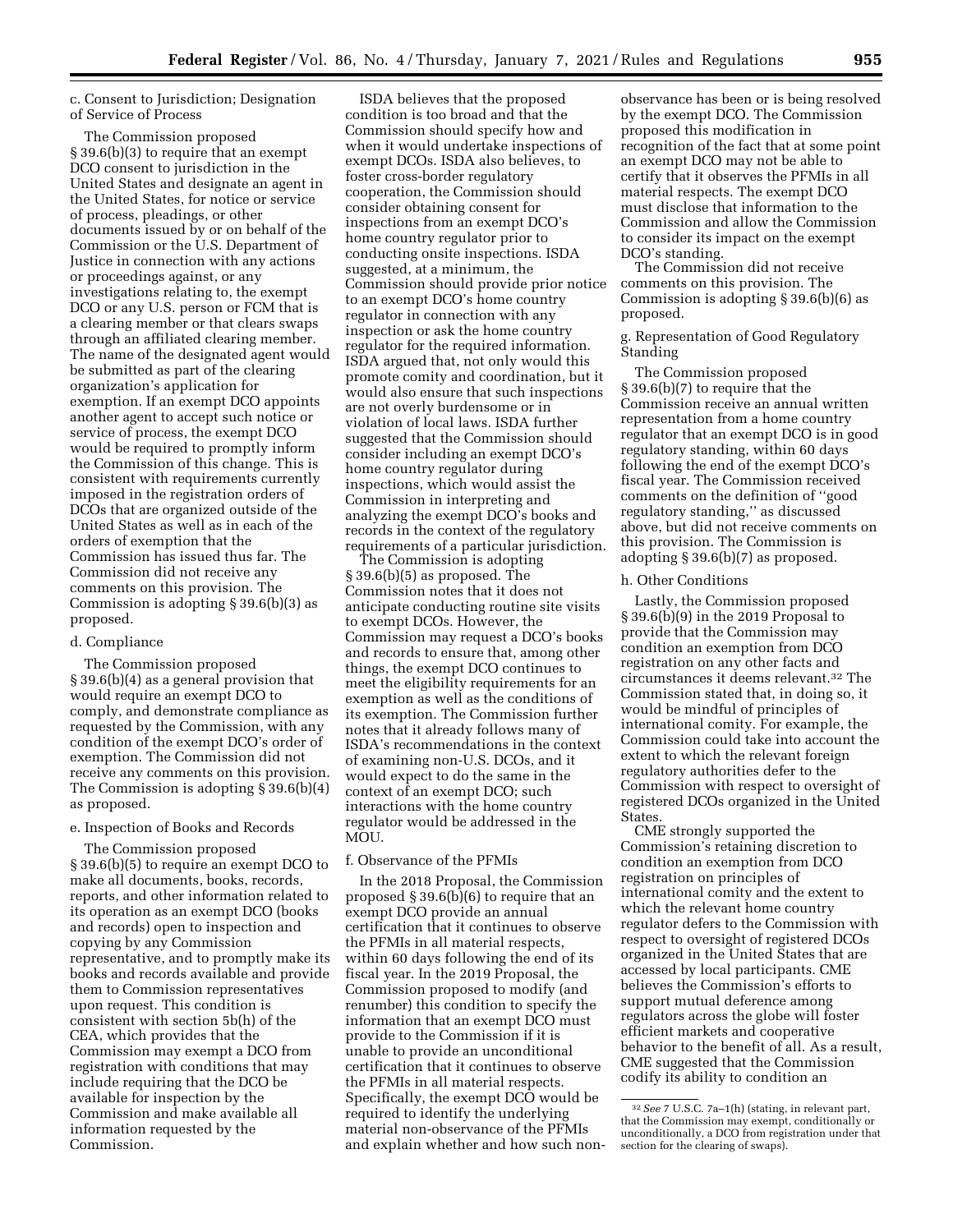c. Consent to Jurisdiction; Designation of Service of Process

The Commission proposed § 39.6(b)(3) to require that an exempt DCO consent to jurisdiction in the United States and designate an agent in the United States, for notice or service of process, pleadings, or other documents issued by or on behalf of the Commission or the U.S. Department of Justice in connection with any actions or proceedings against, or any investigations relating to, the exempt DCO or any U.S. person or FCM that is a clearing member or that clears swaps through an affiliated clearing member. The name of the designated agent would be submitted as part of the clearing organization's application for exemption. If an exempt DCO appoints another agent to accept such notice or service of process, the exempt DCO would be required to promptly inform the Commission of this change. This is consistent with requirements currently imposed in the registration orders of DCOs that are organized outside of the United States as well as in each of the orders of exemption that the Commission has issued thus far. The Commission did not receive any comments on this provision. The Commission is adopting § 39.6(b)(3) as proposed.

d. Compliance

The Commission proposed § 39.6(b)(4) as a general provision that would require an exempt DCO to comply, and demonstrate compliance as requested by the Commission, with any condition of the exempt DCO's order of exemption. The Commission did not receive any comments on this provision. The Commission is adopting § 39.6(b)(4) as proposed.

e. Inspection of Books and Records

The Commission proposed § 39.6(b)(5) to require an exempt DCO to make all documents, books, records, reports, and other information related to its operation as an exempt DCO (books and records) open to inspection and copying by any Commission representative, and to promptly make its books and records available and provide them to Commission representatives upon request. This condition is consistent with section 5b(h) of the CEA, which provides that the Commission may exempt a DCO from registration with conditions that may include requiring that the DCO be available for inspection by the Commission and make available all information requested by the Commission.

ISDA believes that the proposed condition is too broad and that the Commission should specify how and when it would undertake inspections of exempt DCOs. ISDA also believes, to foster cross-border regulatory cooperation, the Commission should consider obtaining consent for inspections from an exempt DCO's home country regulator prior to conducting onsite inspections. ISDA suggested, at a minimum, the Commission should provide prior notice to an exempt DCO's home country regulator in connection with any inspection or ask the home country regulator for the required information. ISDA argued that, not only would this promote comity and coordination, but it would also ensure that such inspections are not overly burdensome or in violation of local laws. ISDA further suggested that the Commission should consider including an exempt DCO's home country regulator during inspections, which would assist the Commission in interpreting and analyzing the exempt DCO's books and records in the context of the regulatory requirements of a particular jurisdiction.

The Commission is adopting § 39.6(b)(5) as proposed. The Commission notes that it does not anticipate conducting routine site visits to exempt DCOs. However, the Commission may request a DCO's books and records to ensure that, among other things, the exempt DCO continues to meet the eligibility requirements for an exemption as well as the conditions of its exemption. The Commission further notes that it already follows many of ISDA's recommendations in the context of examining non-U.S. DCOs, and it would expect to do the same in the context of an exempt DCO; such interactions with the home country regulator would be addressed in the MOU.

f. Observance of the PFMIs

In the 2018 Proposal, the Commission proposed § 39.6(b)(6) to require that an exempt DCO provide an annual certification that it continues to observe the PFMIs in all material respects, within 60 days following the end of its fiscal year. In the 2019 Proposal, the Commission proposed to modify (and renumber) this condition to specify the information that an exempt DCO must provide to the Commission if it is unable to provide an unconditional certification that it continues to observe the PFMIs in all material respects. Specifically, the exempt DCO would be required to identify the underlying material non-observance of the PFMIs and explain whether and how such non-observance has been or is being resolved by the exempt DCO. The Commission proposed this modification in recognition of the fact that at some point an exempt DCO may not be able to certify that it observes the PFMIs in all material respects. The exempt DCO must disclose that information to the Commission and allow the Commission to consider its impact on the exempt DCO's standing.

The Commission did not receive comments on this provision. The Commission is adopting § 39.6(b)(6) as proposed.

g. Representation of Good Regulatory Standing

The Commission proposed § 39.6(b)(7) to require that the Commission receive an annual written representation from a home country regulator that an exempt DCO is in good regulatory standing, within 60 days following the end of the exempt DCO's fiscal year. The Commission received comments on the definition of "good regulatory standing," as discussed above, but did not receive comments on this provision. The Commission is adopting § 39.6(b)(7) as proposed.

h. Other Conditions

Lastly, the Commission proposed § 39.6(b)(9) in the 2019 Proposal to provide that the Commission may condition an exemption from DCO registration on any other facts and circumstances it deems relevant.[32] The Commission stated that, in doing so, it would be mindful of principles of international comity. For example, the Commission could take into account the extent to which the relevant foreign regulatory authorities defer to the Commission with respect to oversight of registered DCOs organized in the United States.

CME strongly supported the Commission's retaining discretion to condition an exemption from DCO registration on principles of international comity and the extent to which the relevant home country regulator defers to the Commission with respect to oversight of registered DCOs organized in the United States that are accessed by local participants. CME believes the Commission's efforts to support mutual deference among regulators across the globe will foster efficient markets and cooperative behavior to the benefit of all. As a result, CME suggested that the Commission codify its ability to condition an

[32] *See* 7 U.S.C. 7a–1(h) (stating, in relevant part, that the Commission may exempt, conditionally or unconditionally, a DCO from registration under that section for the clearing of swaps).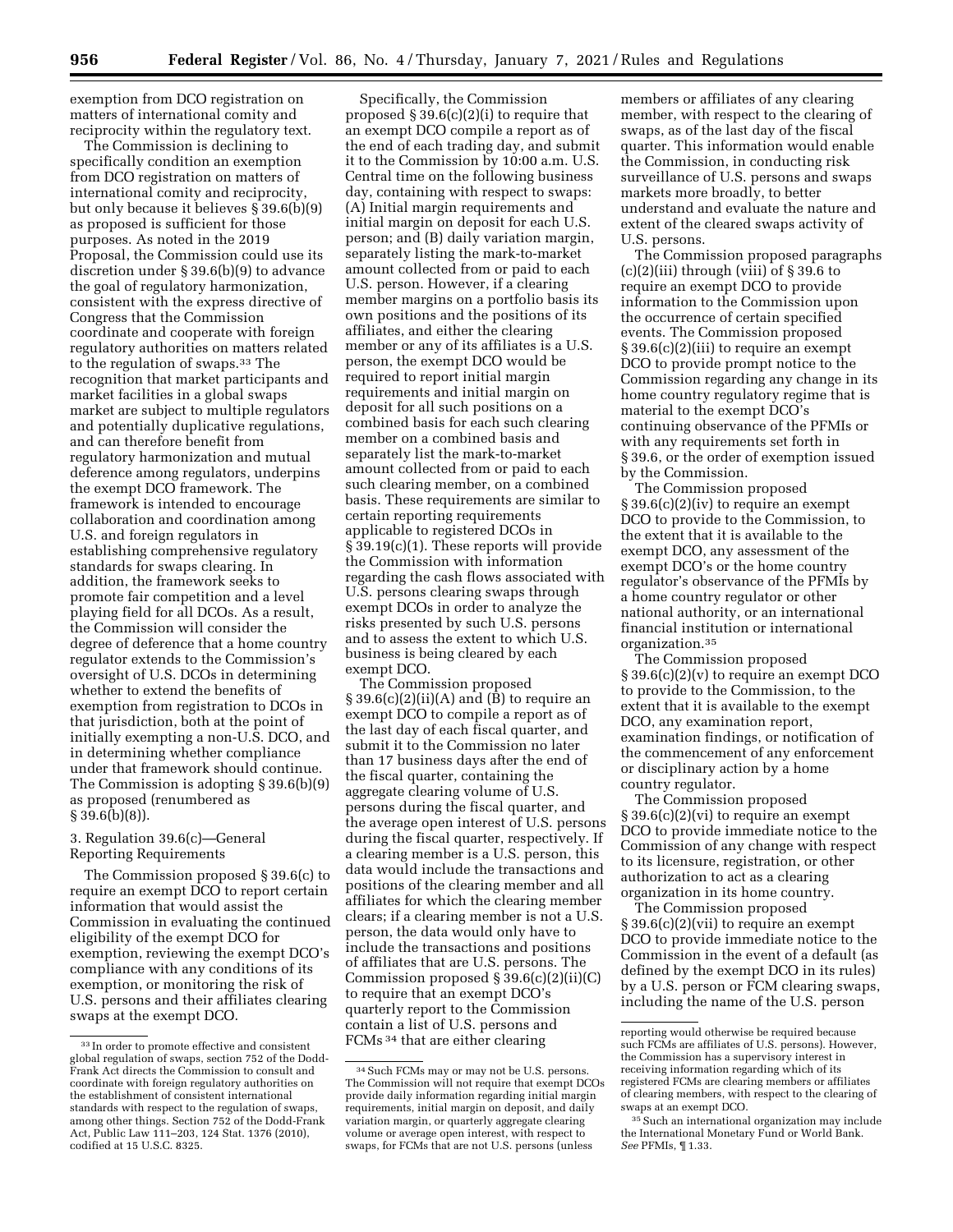exemption from DCO registration on matters of international comity and reciprocity within the regulatory text.

The Commission is declining to specifically condition an exemption from DCO registration on matters of international comity and reciprocity, but only because it believes § 39.6(b)(9) as proposed is sufficient for those purposes. As noted in the 2019 Proposal, the Commission could use its discretion under § 39.6(b)(9) to advance the goal of regulatory harmonization, consistent with the express directive of Congress that the Commission coordinate and cooperate with foreign regulatory authorities on matters related to the regulation of swaps.[33] The recognition that market participants and market facilities in a global swaps market are subject to multiple regulators and potentially duplicative regulations, and can therefore benefit from regulatory harmonization and mutual deference among regulators, underpins the exempt DCO framework. The framework is intended to encourage collaboration and coordination among U.S. and foreign regulators in establishing comprehensive regulatory standards for swaps clearing. In addition, the framework seeks to promote fair competition and a level playing field for all DCOs. As a result, the Commission will consider the degree of deference that a home country regulator extends to the Commission's oversight of U.S. DCOs in determining whether to extend the benefits of exemption from registration to DCOs in that jurisdiction, both at the point of initially exempting a non-U.S. DCO, and in determining whether compliance under that framework should continue. The Commission is adopting § 39.6(b)(9) as proposed (renumbered as § 39.6(b)(8)).

3. Regulation 39.6(c)—General Reporting Requirements

The Commission proposed § 39.6(c) to require an exempt DCO to report certain information that would assist the Commission in evaluating the continued eligibility of the exempt DCO for exemption, reviewing the exempt DCO's compliance with any conditions of its exemption, or monitoring the risk of U.S. persons and their affiliates clearing swaps at the exempt DCO.

Specifically, the Commission proposed § 39.6(c)(2)(i) to require that an exempt DCO compile a report as of the end of each trading day, and submit it to the Commission by 10:00 a.m. U.S. Central time on the following business day, containing with respect to swaps: (A) Initial margin requirements and initial margin on deposit for each U.S. person; and (B) daily variation margin, separately listing the mark-to-market amount collected from or paid to each U.S. person. However, if a clearing member margins on a portfolio basis its own positions and the positions of its affiliates, and either the clearing member or any of its affiliates is a U.S. person, the exempt DCO would be required to report initial margin requirements and initial margin on deposit for all such positions on a combined basis for each such clearing member on a combined basis and separately list the mark-to-market amount collected from or paid to each such clearing member, on a combined basis. These requirements are similar to certain reporting requirements applicable to registered DCOs in § 39.19(c)(1). These reports will provide the Commission with information regarding the cash flows associated with U.S. persons clearing swaps through exempt DCOs in order to analyze the risks presented by such U.S. persons and to assess the extent to which U.S. business is being cleared by each exempt DCO.

The Commission proposed § 39.6(c)(2)(ii)(A) and (B) to require an exempt DCO to compile a report as of the last day of each fiscal quarter, and submit it to the Commission no later than 17 business days after the end of the fiscal quarter, containing the aggregate clearing volume of U.S. persons during the fiscal quarter, and the average open interest of U.S. persons during the fiscal quarter, respectively. If a clearing member is a U.S. person, this data would include the transactions and positions of the clearing member and all affiliates for which the clearing member clears; if a clearing member is not a U.S. person, the data would only have to include the transactions and positions of affiliates that are U.S. persons. The Commission proposed § 39.6(c)(2)(ii)(C) to require that an exempt DCO's quarterly report to the Commission contain a list of U.S. persons and FCMs[34] that are either clearing members or affiliates of any clearing member, with respect to the clearing of swaps, as of the last day of the fiscal quarter. This information would enable the Commission, in conducting risk surveillance of U.S. persons and swaps markets more broadly, to better understand and evaluate the nature and extent of the cleared swaps activity of U.S. persons.

The Commission proposed paragraphs (c)(2)(iii) through (viii) of § 39.6 to require an exempt DCO to provide information to the Commission upon the occurrence of certain specified events. The Commission proposed § 39.6(c)(2)(iii) to require an exempt DCO to provide prompt notice to the Commission regarding any change in its home country regulatory regime that is material to the exempt DCO's continuing observance of the PFMIs or with any requirements set forth in § 39.6, or the order of exemption issued by the Commission.

The Commission proposed § 39.6(c)(2)(iv) to require an exempt DCO to provide to the Commission, to the extent that it is available to the exempt DCO, any assessment of the exempt DCO's or the home country regulator's observance of the PFMIs by a home country regulator or other national authority, or an international financial institution or international organization.[35]

The Commission proposed § 39.6(c)(2)(v) to require an exempt DCO to provide to the Commission, to the extent that it is available to the exempt DCO, any examination report, examination findings, or notification of the commencement of any enforcement or disciplinary action by a home country regulator.

The Commission proposed § 39.6(c)(2)(vi) to require an exempt DCO to provide immediate notice to the Commission of any change with respect to its licensure, registration, or other authorization to act as a clearing organization in its home country.

The Commission proposed § 39.6(c)(2)(vii) to require an exempt DCO to provide immediate notice to the Commission in the event of a default (as defined by the exempt DCO in its rules) by a U.S. person or FCM clearing swaps, including the name of the U.S. person

---

[33] In order to promote effective and consistent global regulation of swaps, section 752 of the Dodd-Frank Act directs the Commission to consult and coordinate with foreign regulatory authorities on the establishment of consistent international standards with respect to the regulation of swaps, among other things. Section 752 of the Dodd-Frank Act, Public Law 111–203, 124 Stat. 1376 (2010), codified at 15 U.S.C. 8325.

[34] Such FCMs may or may not be U.S. persons. The Commission will not require that exempt DCOs provide daily information regarding initial margin requirements, initial margin on deposit, and daily variation margin, or quarterly aggregate clearing volume or average open interest, with respect to swaps, for FCMs that are not U.S. persons (unless reporting would otherwise be required because such FCMs are affiliates of U.S. persons). However, the Commission has a supervisory interest in receiving information regarding which of its registered FCMs are clearing members or affiliates of clearing members, with respect to the clearing of swaps at an exempt DCO.

[35] Such an international organization may include the International Monetary Fund or World Bank. *See* PFMIs, ¶ 1.33.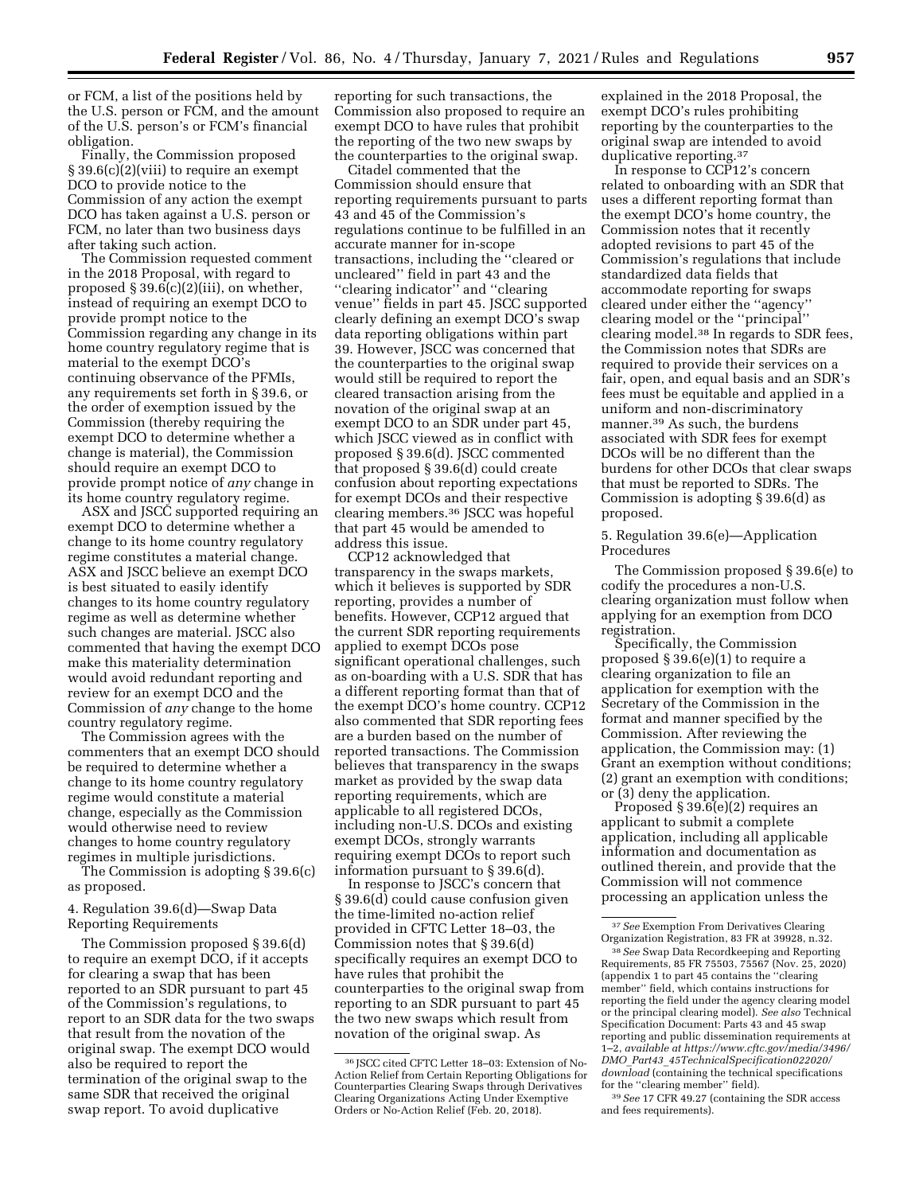or FCM, a list of the positions held by the U.S. person or FCM, and the amount of the U.S. person's or FCM's financial obligation.

Finally, the Commission proposed § 39.6(c)(2)(viii) to require an exempt DCO to provide notice to the Commission of any action the exempt DCO has taken against a U.S. person or FCM, no later than two business days after taking such action.

The Commission requested comment in the 2018 Proposal, with regard to proposed § 39.6(c)(2)(iii), on whether, instead of requiring an exempt DCO to provide prompt notice to the Commission regarding any change in its home country regulatory regime that is material to the exempt DCO's continuing observance of the PFMIs, any requirements set forth in § 39.6, or the order of exemption issued by the Commission (thereby requiring the exempt DCO to determine whether a change is material), the Commission should require an exempt DCO to provide prompt notice of *any* change in its home country regulatory regime.

ASX and JSCC supported requiring an exempt DCO to determine whether a change to its home country regulatory regime constitutes a material change. ASX and JSCC believe an exempt DCO is best situated to easily identify changes to its home country regulatory regime as well as determine whether such changes are material. JSCC also commented that having the exempt DCO make this materiality determination would avoid redundant reporting and review for an exempt DCO and the Commission of *any* change to the home country regulatory regime.

The Commission agrees with the commenters that an exempt DCO should be required to determine whether a change to its home country regulatory regime would constitute a material change, especially as the Commission would otherwise need to review changes to home country regulatory regimes in multiple jurisdictions.

The Commission is adopting § 39.6(c) as proposed.

4. Regulation 39.6(d)—Swap Data Reporting Requirements

The Commission proposed § 39.6(d) to require an exempt DCO, if it accepts for clearing a swap that has been reported to an SDR pursuant to part 45 of the Commission's regulations, to report to an SDR data for the two swaps that result from the novation of the original swap. The exempt DCO would also be required to report the termination of the original swap to the same SDR that received the original swap report. To avoid duplicative reporting for such transactions, the Commission also proposed to require an exempt DCO to have rules that prohibit the reporting of the two new swaps by the counterparties to the original swap.

Citadel commented that the Commission should ensure that reporting requirements pursuant to parts 43 and 45 of the Commission's regulations continue to be fulfilled in an accurate manner for in-scope transactions, including the "cleared or uncleared" field in part 43 and the "clearing indicator" and "clearing venue" fields in part 45. JSCC supported clearly defining an exempt DCO's swap data reporting obligations within part 39. However, JSCC was concerned that the counterparties to the original swap would still be required to report the cleared transaction arising from the novation of the original swap at an exempt DCO to an SDR under part 45, which JSCC viewed as in conflict with proposed § 39.6(d). JSCC commented that proposed § 39.6(d) could create confusion about reporting expectations for exempt DCOs and their respective clearing members.[36] JSCC was hopeful that part 45 would be amended to address this issue.

CCP12 acknowledged that transparency in the swaps markets, which it believes is supported by SDR reporting, provides a number of benefits. However, CCP12 argued that the current SDR reporting requirements applied to exempt DCOs pose significant operational challenges, such as on-boarding with a U.S. SDR that has a different reporting format than that of the exempt DCO's home country. CCP12 also commented that SDR reporting fees are a burden based on the number of reported transactions. The Commission believes that transparency in the swaps market as provided by the swap data reporting requirements, which are applicable to all registered DCOs, including non-U.S. DCOs and existing exempt DCOs, strongly warrants requiring exempt DCOs to report such information pursuant to § 39.6(d).

In response to JSCC's concern that § 39.6(d) could cause confusion given the time-limited no-action relief provided in CFTC Letter 18–03, the Commission notes that § 39.6(d) specifically requires an exempt DCO to have rules that prohibit the counterparties to the original swap from reporting to an SDR pursuant to part 45 the two new swaps which result from novation of the original swap. As explained in the 2018 Proposal, the exempt DCO's rules prohibiting reporting by the counterparties to the original swap are intended to avoid duplicative reporting.[37]

In response to CCP12's concern related to onboarding with an SDR that uses a different reporting format than the exempt DCO's home country, the Commission notes that it recently adopted revisions to part 45 of the Commission's regulations that include standardized data fields that accommodate reporting for swaps cleared under either the "agency" clearing model or the "principal" clearing model.[38] In regards to SDR fees, the Commission notes that SDRs are required to provide their services on a fair, open, and equal basis and an SDR's fees must be equitable and applied in a uniform and non-discriminatory manner.[39] As such, the burdens associated with SDR fees for exempt DCOs will be no different than the burdens for other DCOs that clear swaps that must be reported to SDRs. The Commission is adopting § 39.6(d) as proposed.

5. Regulation 39.6(e)—Application Procedures

The Commission proposed § 39.6(e) to codify the procedures a non-U.S. clearing organization must follow when applying for an exemption from DCO registration.

Specifically, the Commission proposed § 39.6(e)(1) to require a clearing organization to file an application for exemption with the Secretary of the Commission in the format and manner specified by the Commission. After reviewing the application, the Commission may: (1) Grant an exemption without conditions; (2) grant an exemption with conditions; or (3) deny the application.

Proposed § 39.6(e)(2) requires an applicant to submit a complete application, including all applicable information and documentation as outlined therein, and provide that the Commission will not commence processing an application unless the

---

[36] JSCC cited CFTC Letter 18–03: Extension of No-Action Relief from Certain Reporting Obligations for Counterparties Clearing Swaps through Derivatives Clearing Organizations Acting Under Exemptive Orders or No-Action Relief (Feb. 20, 2018).

[37] *See* Exemption From Derivatives Clearing Organization Registration, 83 FR at 39928, n.32.

[38] *See* Swap Data Recordkeeping and Reporting Requirements, 85 FR 75503, 75567 (Nov. 25, 2020) (appendix 1 to part 45 contains the "clearing member" field, which contains instructions for reporting the field under the agency clearing model or the principal clearing model). *See also* Technical Specification Document: Parts 43 and 45 swap reporting and public dissemination requirements at 1–2, *available at https://www.cftc.gov/media/3496/DMO_Part43_45TechnicalSpecification022020/download* (containing the technical specifications for the "clearing member" field).

[39] *See* 17 CFR 49.27 (containing the SDR access and fees requirements).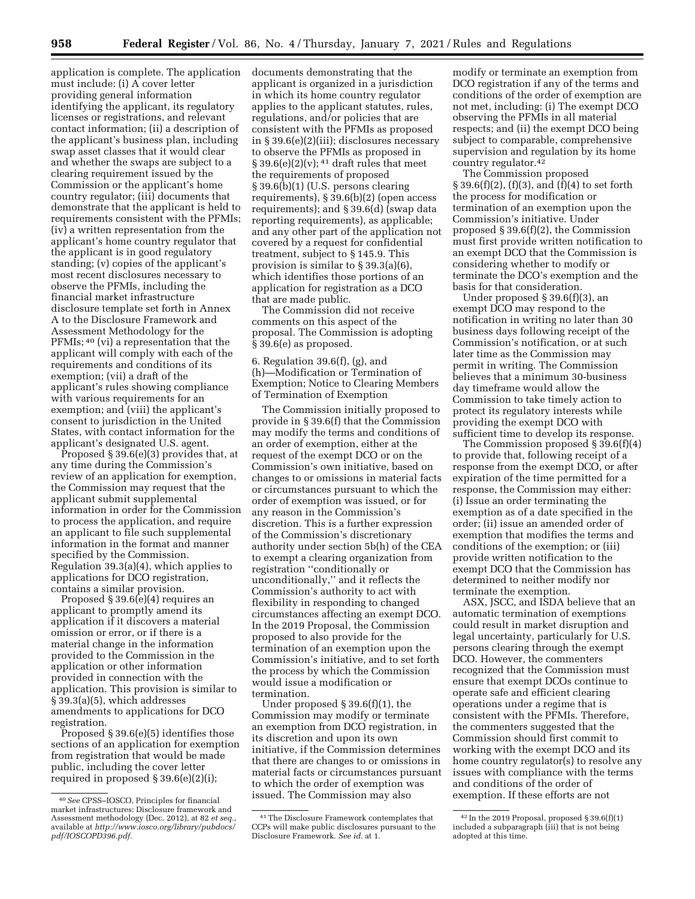application is complete. The application must include: (i) A cover letter providing general information identifying the applicant, its regulatory licenses or registrations, and relevant contact information; (ii) a description of the applicant's business plan, including swap asset classes that it would clear and whether the swaps are subject to a clearing requirement issued by the Commission or the applicant's home country regulator; (iii) documents that demonstrate that the applicant is held to requirements consistent with the PFMIs; (iv) a written representation from the applicant's home country regulator that the applicant is in good regulatory standing; (v) copies of the applicant's most recent disclosures necessary to observe the PFMIs, including the financial market infrastructure disclosure template set forth in Annex A to the Disclosure Framework and Assessment Methodology for the PFMIs; [40] (vi) a representation that the applicant will comply with each of the requirements and conditions of its exemption; (vii) a draft of the applicant's rules showing compliance with various requirements for an exemption; and (viii) the applicant's consent to jurisdiction in the United States, with contact information for the applicant's designated U.S. agent.

Proposed § 39.6(e)(3) provides that, at any time during the Commission's review of an application for exemption, the Commission may request that the applicant submit supplemental information in order for the Commission to process the application, and require an applicant to file such supplemental information in the format and manner specified by the Commission. Regulation 39.3(a)(4), which applies to applications for DCO registration, contains a similar provision.

Proposed § 39.6(e)(4) requires an applicant to promptly amend its application if it discovers a material omission or error, or if there is a material change in the information provided to the Commission in the application or other information provided in connection with the application. This provision is similar to § 39.3(a)(5), which addresses amendments to applications for DCO registration.

Proposed § 39.6(e)(5) identifies those sections of an application for exemption from registration that would be made public, including the cover letter required in proposed § 39.6(e)(2)(i); documents demonstrating that the applicant is organized in a jurisdiction in which its home country regulator applies to the applicant statutes, rules, regulations, and/or policies that are consistent with the PFMIs as proposed in § 39.6(e)(2)(iii); disclosures necessary to observe the PFMIs as proposed in § 39.6(e)(2)(v); [41] draft rules that meet the requirements of proposed § 39.6(b)(1) (U.S. persons clearing requirements), § 39.6(b)(2) (open access requirements); and § 39.6(d) (swap data reporting requirements), as applicable; and any other part of the application not covered by a request for confidential treatment, subject to § 145.9. This provision is similar to § 39.3(a)(6), which identifies those portions of an application for registration as a DCO that are made public.

The Commission did not receive comments on this aspect of the proposal. The Commission is adopting § 39.6(e) as proposed.

6. Regulation 39.6(f), (g), and (h)—Modification or Termination of Exemption; Notice to Clearing Members of Termination of Exemption

The Commission initially proposed to provide in § 39.6(f) that the Commission may modify the terms and conditions of an order of exemption, either at the request of the exempt DCO or on the Commission's own initiative, based on changes to or omissions in material facts or circumstances pursuant to which the order of exemption was issued, or for any reason in the Commission's discretion. This is a further expression of the Commission's discretionary authority under section 5b(h) of the CEA to exempt a clearing organization from registration ''conditionally or unconditionally,'' and it reflects the Commission's authority to act with flexibility in responding to changed circumstances affecting an exempt DCO. In the 2019 Proposal, the Commission proposed to also provide for the termination of an exemption upon the Commission's initiative, and to set forth the process by which the Commission would issue a modification or termination.

Under proposed § 39.6(f)(1), the Commission may modify or terminate an exemption from DCO registration, in its discretion and upon its own initiative, if the Commission determines that there are changes to or omissions in material facts or circumstances pursuant to which the order of exemption was issued. The Commission may also modify or terminate an exemption from DCO registration if any of the terms and conditions of the order of exemption are not met, including: (i) The exempt DCO observing the PFMIs in all material respects; and (ii) the exempt DCO being subject to comparable, comprehensive supervision and regulation by its home country regulator.[42]

The Commission proposed § 39.6(f)(2), (f)(3), and (f)(4) to set forth the process for modification or termination of an exemption upon the Commission's initiative. Under proposed § 39.6(f)(2), the Commission must first provide written notification to an exempt DCO that the Commission is considering whether to modify or terminate the DCO's exemption and the basis for that consideration.

Under proposed § 39.6(f)(3), an exempt DCO may respond to the notification in writing no later than 30 business days following receipt of the Commission's notification, or at such later time as the Commission may permit in writing. The Commission believes that a minimum 30-business day timeframe would allow the Commission to take timely action to protect its regulatory interests while providing the exempt DCO with sufficient time to develop its response.

The Commission proposed § 39.6(f)(4) to provide that, following receipt of a response from the exempt DCO, or after expiration of the time permitted for a response, the Commission may either: (i) Issue an order terminating the exemption as of a date specified in the order; (ii) issue an amended order of exemption that modifies the terms and conditions of the exemption; or (iii) provide written notification to the exempt DCO that the Commission has determined to neither modify nor terminate the exemption.

ASX, JSCC, and ISDA believe that an automatic termination of exemptions could result in market disruption and legal uncertainty, particularly for U.S. persons clearing through the exempt DCO. However, the commenters recognized that the Commission must ensure that exempt DCOs continue to operate safe and efficient clearing operations under a regime that is consistent with the PFMIs. Therefore, the commenters suggested that the Commission should first commit to working with the exempt DCO and its home country regulator(s) to resolve any issues with compliance with the terms and conditions of the order of exemption. If these efforts are not

---

[40] *See* CPSS–IOSCO, Principles for financial market infrastructures: Disclosure framework and Assessment methodology (Dec. 2012), at 82 *et seq.,* available at *http://www.iosco.org/library/pubdocs/pdf/IOSCOPD396.pdf.*

[41] The Disclosure Framework contemplates that CCPs will make public disclosures pursuant to the Disclosure Framework. *See id.* at 1.

[42] In the 2019 Proposal, proposed § 39.6(f)(1) included a subparagraph (iii) that is not being adopted at this time.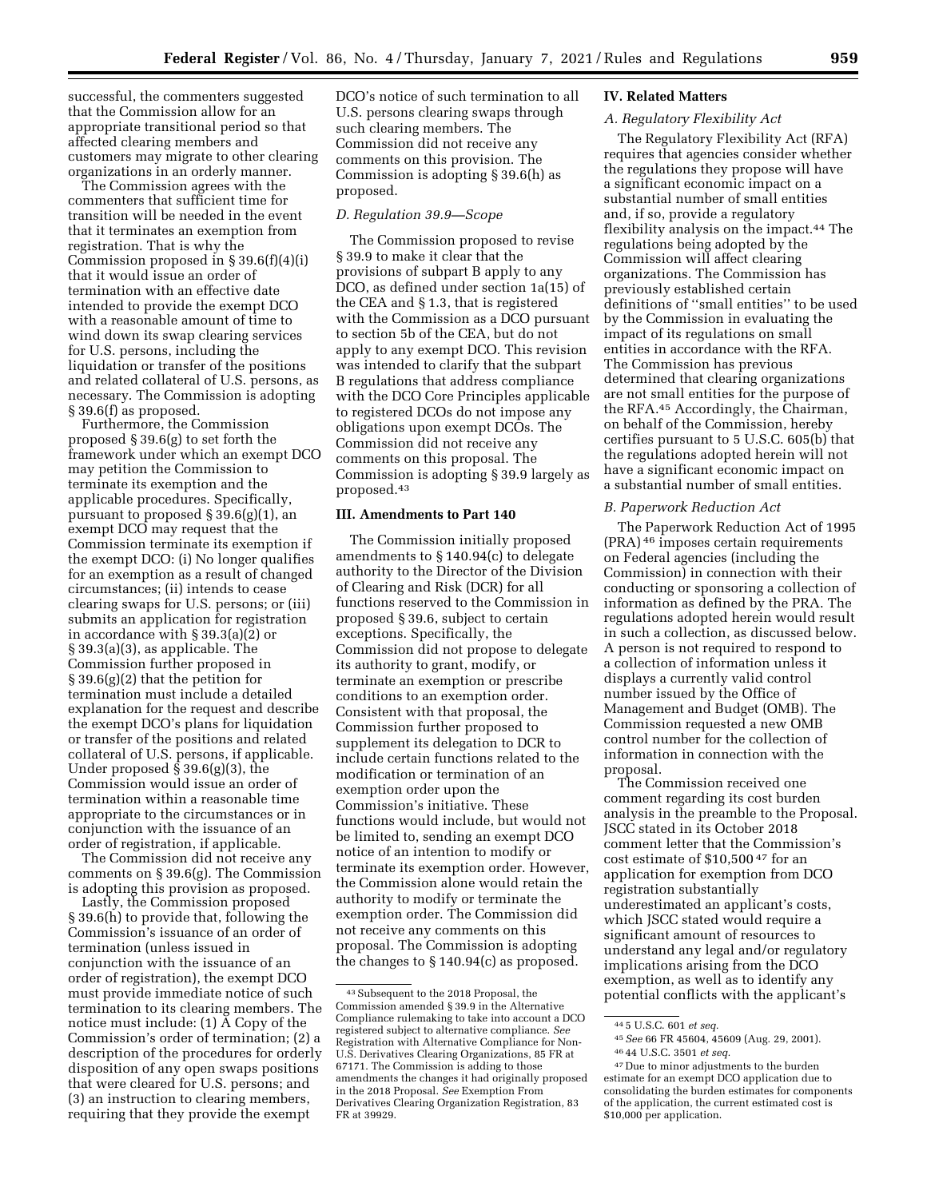successful, the commenters suggested that the Commission allow for an appropriate transitional period so that affected clearing members and customers may migrate to other clearing organizations in an orderly manner.

The Commission agrees with the commenters that sufficient time for transition will be needed in the event that it terminates an exemption from registration. That is why the Commission proposed in § 39.6(f)(4)(i) that it would issue an order of termination with an effective date intended to provide the exempt DCO with a reasonable amount of time to wind down its swap clearing services for U.S. persons, including the liquidation or transfer of the positions and related collateral of U.S. persons, as necessary. The Commission is adopting § 39.6(f) as proposed.

Furthermore, the Commission proposed § 39.6(g) to set forth the framework under which an exempt DCO may petition the Commission to terminate its exemption and the applicable procedures. Specifically, pursuant to proposed § 39.6(g)(1), an exempt DCO may request that the Commission terminate its exemption if the exempt DCO: (i) No longer qualifies for an exemption as a result of changed circumstances; (ii) intends to cease clearing swaps for U.S. persons; or (iii) submits an application for registration in accordance with § 39.3(a)(2) or § 39.3(a)(3), as applicable. The Commission further proposed in § 39.6(g)(2) that the petition for termination must include a detailed explanation for the request and describe the exempt DCO's plans for liquidation or transfer of the positions and related collateral of U.S. persons, if applicable. Under proposed § 39.6(g)(3), the Commission would issue an order of termination within a reasonable time appropriate to the circumstances or in conjunction with the issuance of an order of registration, if applicable.

The Commission did not receive any comments on § 39.6(g). The Commission is adopting this provision as proposed.

Lastly, the Commission proposed § 39.6(h) to provide that, following the Commission's issuance of an order of termination (unless issued in conjunction with the issuance of an order of registration), the exempt DCO must provide immediate notice of such termination to its clearing members. The notice must include: (1) A Copy of the Commission's order of termination; (2) a description of the procedures for orderly disposition of any open swaps positions that were cleared for U.S. persons; and (3) an instruction to clearing members, requiring that they provide the exempt DCO's notice of such termination to all U.S. persons clearing swaps through such clearing members. The Commission did not receive any comments on this provision. The Commission is adopting § 39.6(h) as proposed.

### D. Regulation 39.9—Scope

The Commission proposed to revise § 39.9 to make it clear that the provisions of subpart B apply to any DCO, as defined under section 1a(15) of the CEA and § 1.3, that is registered with the Commission as a DCO pursuant to section 5b of the CEA, but do not apply to any exempt DCO. This revision was intended to clarify that the subpart B regulations that address compliance with the DCO Core Principles applicable to registered DCOs do not impose any obligations upon exempt DCOs. The Commission did not receive any comments on this proposal. The Commission is adopting § 39.9 largely as proposed.[43]

## III. Amendments to Part 140

The Commission initially proposed amendments to § 140.94(c) to delegate authority to the Director of the Division of Clearing and Risk (DCR) for all functions reserved to the Commission in proposed § 39.6, subject to certain exceptions. Specifically, the Commission did not propose to delegate its authority to grant, modify, or terminate an exemption or prescribe conditions to an exemption order. Consistent with that proposal, the Commission further proposed to supplement its delegation to DCR to include certain functions related to the modification or termination of an exemption order upon the Commission's initiative. These functions would include, but would not be limited to, sending an exempt DCO notice of an intention to modify or terminate its exemption order. However, the Commission alone would retain the authority to modify or terminate the exemption order. The Commission did not receive any comments on this proposal. The Commission is adopting the changes to § 140.94(c) as proposed.

## IV. Related Matters

### A. Regulatory Flexibility Act

The Regulatory Flexibility Act (RFA) requires that agencies consider whether the regulations they propose will have a significant economic impact on a substantial number of small entities and, if so, provide a regulatory flexibility analysis on the impact.[44] The regulations being adopted by the Commission will affect clearing organizations. The Commission has previously established certain definitions of "small entities" to be used by the Commission in evaluating the impact of its regulations on small entities in accordance with the RFA. The Commission has previous determined that clearing organizations are not small entities for the purpose of the RFA.[45] Accordingly, the Chairman, on behalf of the Commission, hereby certifies pursuant to 5 U.S.C. 605(b) that the regulations adopted herein will not have a significant economic impact on a substantial number of small entities.

### B. Paperwork Reduction Act

The Paperwork Reduction Act of 1995 (PRA)[46] imposes certain requirements on Federal agencies (including the Commission) in connection with their conducting or sponsoring a collection of information as defined by the PRA. The regulations adopted herein would result in such a collection, as discussed below. A person is not required to respond to a collection of information unless it displays a currently valid control number issued by the Office of Management and Budget (OMB). The Commission requested a new OMB control number for the collection of information in connection with the proposal.

The Commission received one comment regarding its cost burden analysis in the preamble to the Proposal. JSCC stated in its October 2018 comment letter that the Commission's cost estimate of $10,500[47] for an application for exemption from DCO registration substantially underestimated an applicant's costs, which JSCC stated would require a significant amount of resources to understand any legal and/or regulatory implications arising from the DCO exemption, as well as to identify any potential conflicts with the applicant's

---

[43] Subsequent to the 2018 Proposal, the Commission amended § 39.9 in the Alternative Compliance rulemaking to take into account a DCO registered subject to alternative compliance. *See* Registration with Alternative Compliance for Non-U.S. Derivatives Clearing Organizations, 85 FR at 67171. The Commission is adding to those amendments the changes it had originally proposed in the 2018 Proposal. *See* Exemption From Derivatives Clearing Organization Registration, 83 FR at 39929.

[44] 5 U.S.C. 601 *et seq.*

[45] *See* 66 FR 45604, 45609 (Aug. 29, 2001).

[46] 44 U.S.C. 3501 *et seq.*

[47] Due to minor adjustments to the burden estimate for an exempt DCO application due to consolidating the burden estimates for components of the application, the current estimated cost is $10,000 per application.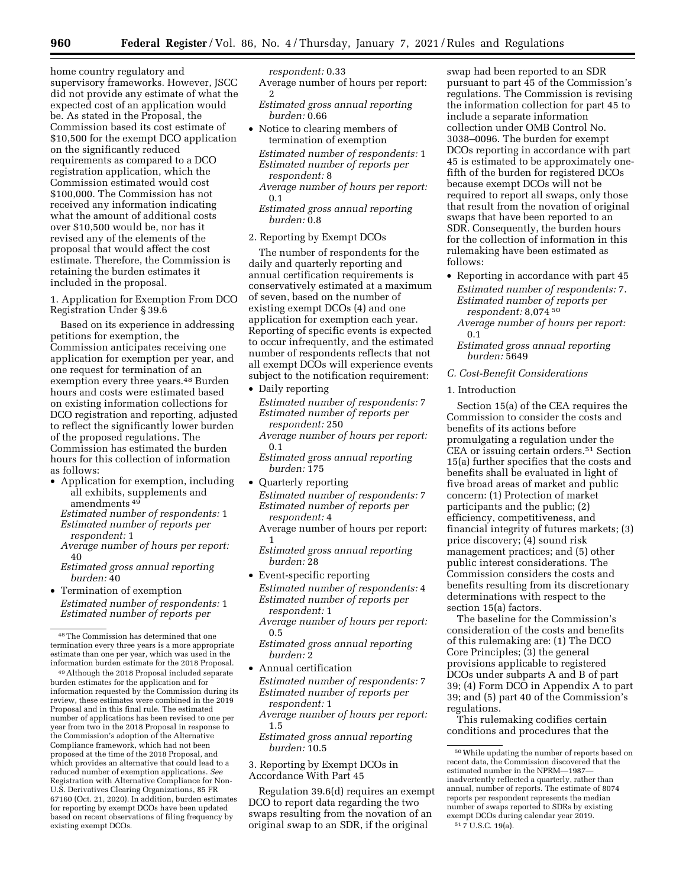home country regulatory and supervisory frameworks. However, JSCC did not provide any estimate of what the expected cost of an application would be. As stated in the Proposal, the Commission based its cost estimate of $10,500 for the exempt DCO application on the significantly reduced requirements as compared to a DCO registration application, which the Commission estimated would cost $100,000. The Commission has not received any information indicating what the amount of additional costs over $10,500 would be, nor has it revised any of the elements of the proposal that would affect the cost estimate. Therefore, the Commission is retaining the burden estimates it included in the proposal.

1. Application for Exemption From DCO Registration Under § 39.6

Based on its experience in addressing petitions for exemption, the Commission anticipates receiving one application for exemption per year, and one request for termination of an exemption every three years.[48] Burden hours and costs were estimated based on existing information collections for DCO registration and reporting, adjusted to reflect the significantly lower burden of the proposed regulations. The Commission has estimated the burden hours for this collection of information as follows:

- Application for exemption, including all exhibits, supplements and amendments [49]
  *Estimated number of respondents:* 1
  *Estimated number of reports per respondent:* 1
  *Average number of hours per report:* 40
  *Estimated gross annual reporting burden:* 40
- Termination of exemption
  *Estimated number of respondents:* 1
  *Estimated number of reports per respondent:* 0.33
  Average number of hours per report: 2
  *Estimated gross annual reporting burden:* 0.66
- Notice to clearing members of termination of exemption
  *Estimated number of respondents:* 1
  *Estimated number of reports per respondent:* 8
  *Average number of hours per report:* 0.1
  *Estimated gross annual reporting burden:* 0.8

2. Reporting by Exempt DCOs

The number of respondents for the daily and quarterly reporting and annual certification requirements is conservatively estimated at a maximum of seven, based on the number of existing exempt DCOs (4) and one application for exemption each year. Reporting of specific events is expected to occur infrequently, and the estimated number of respondents reflects that not all exempt DCOs will experience events subject to the notification requirement:

- Daily reporting
  *Estimated number of respondents:* 7
  *Estimated number of reports per respondent:* 250
  *Average number of hours per report:* 0.1
  *Estimated gross annual reporting burden:* 175
- Quarterly reporting
  *Estimated number of respondents:* 7
  *Estimated number of reports per respondent:* 4
  Average number of hours per report: 1
  *Estimated gross annual reporting burden:* 28
- Event-specific reporting
  *Estimated number of respondents:* 4
  *Estimated number of reports per respondent:* 1
  *Average number of hours per report:* 0.5
  *Estimated gross annual reporting burden:* 2
- Annual certification
  *Estimated number of respondents:* 7
  *Estimated number of reports per respondent:* 1
  *Average number of hours per report:* 1.5
  *Estimated gross annual reporting burden:* 10.5

3. Reporting by Exempt DCOs in Accordance With Part 45

Regulation 39.6(d) requires an exempt DCO to report data regarding the two swaps resulting from the novation of an original swap to an SDR, if the original swap had been reported to an SDR pursuant to part 45 of the Commission's regulations. The Commission is revising the information collection for part 45 to include a separate information collection under OMB Control No. 3038–0096. The burden for exempt DCOs reporting in accordance with part 45 is estimated to be approximately one-fifth of the burden for registered DCOs because exempt DCOs will not be required to report all swaps, only those that result from the novation of original swaps that have been reported to an SDR. Consequently, the burden hours for the collection of information in this rulemaking have been estimated as follows:

- Reporting in accordance with part 45
  *Estimated number of respondents:* 7.
  *Estimated number of reports per respondent:* 8,074 [50]
  *Average number of hours per report:* 0.1
  *Estimated gross annual reporting burden:* 5649

*C. Cost-Benefit Considerations*

1. Introduction

Section 15(a) of the CEA requires the Commission to consider the costs and benefits of its actions before promulgating a regulation under the CEA or issuing certain orders.[51] Section 15(a) further specifies that the costs and benefits shall be evaluated in light of five broad areas of market and public concern: (1) Protection of market participants and the public; (2) efficiency, competitiveness, and financial integrity of futures markets; (3) price discovery; (4) sound risk management practices; and (5) other public interest considerations. The Commission considers the costs and benefits resulting from its discretionary determinations with respect to the section 15(a) factors.

The baseline for the Commission's consideration of the costs and benefits of this rulemaking are: (1) The DCO Core Principles; (3) the general provisions applicable to registered DCOs under subparts A and B of part 39; (4) Form DCO in Appendix A to part 39; and (5) part 40 of the Commission's regulations.

This rulemaking codifies certain conditions and procedures that the

---

[48] The Commission has determined that one termination every three years is a more appropriate estimate than one per year, which was used in the information burden estimate for the 2018 Proposal.

[49] Although the 2018 Proposal included separate burden estimates for the application and for information requested by the Commission during its review, these estimates were combined in the 2019 Proposal and in this final rule. The estimated number of applications has been revised to one per year from two in the 2018 Proposal in response to the Commission's adoption of the Alternative Compliance framework, which had not been proposed at the time of the 2018 Proposal, and which provides an alternative that could lead to a reduced number of exemption applications. *See* Registration with Alternative Compliance for Non-U.S. Derivatives Clearing Organizations, 85 FR 67160 (Oct. 21, 2020). In addition, burden estimates for reporting by exempt DCOs have been updated based on recent observations of filing frequency by existing exempt DCOs.

[50] While updating the number of reports based on recent data, the Commission discovered that the estimated number in the NPRM—1987—inadvertently reflected a quarterly, rather than annual, number of reports. The estimate of 8074 reports per respondent represents the median number of swaps reported to SDRs by existing exempt DCOs during calendar year 2019.

[51] 7 U.S.C. 19(a).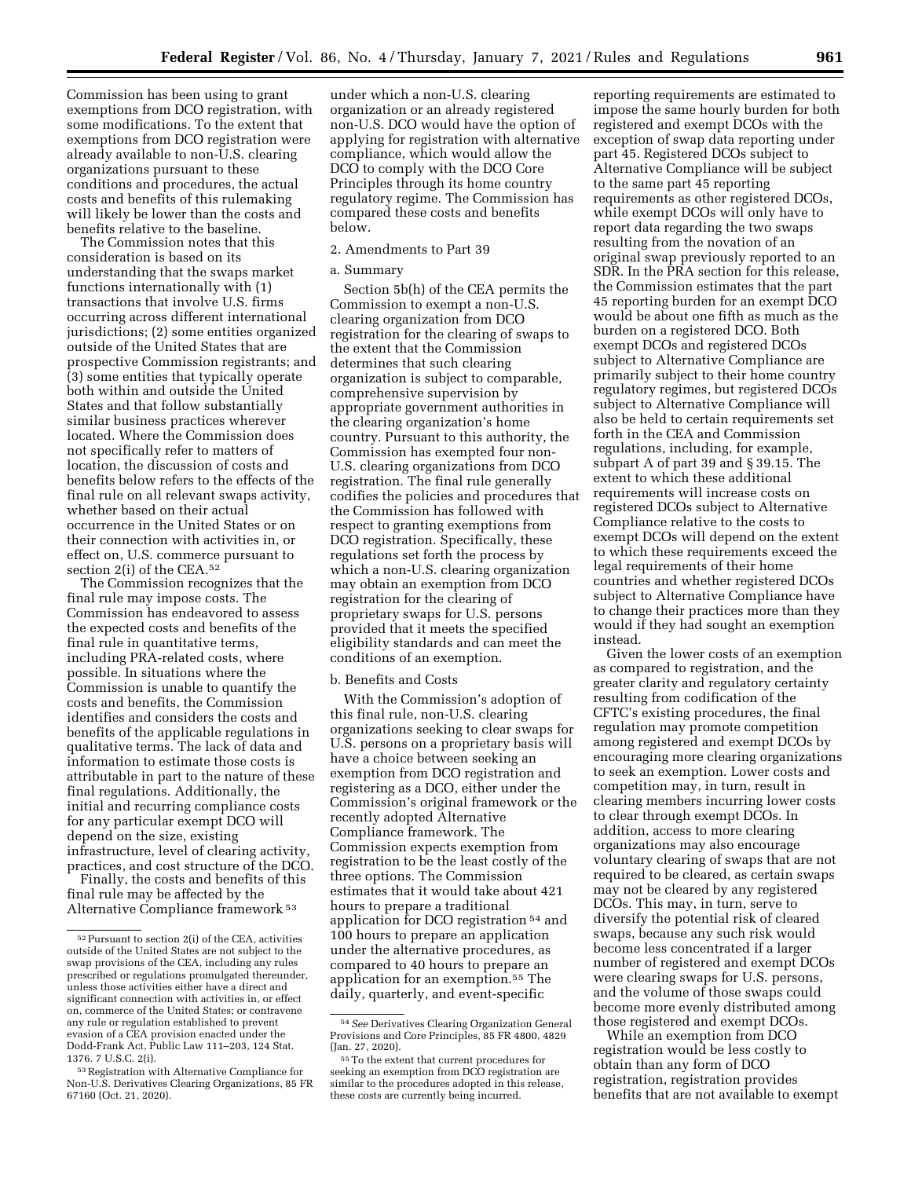Commission has been using to grant exemptions from DCO registration, with some modifications. To the extent that exemptions from DCO registration were already available to non-U.S. clearing organizations pursuant to these conditions and procedures, the actual costs and benefits of this rulemaking will likely be lower than the costs and benefits relative to the baseline.

The Commission notes that this consideration is based on its understanding that the swaps market functions internationally with (1) transactions that involve U.S. firms occurring across different international jurisdictions; (2) some entities organized outside of the United States that are prospective Commission registrants; and (3) some entities that typically operate both within and outside the United States and that follow substantially similar business practices wherever located. Where the Commission does not specifically refer to matters of location, the discussion of costs and benefits below refers to the effects of the final rule on all relevant swaps activity, whether based on their actual occurrence in the United States or on their connection with activities in, or effect on, U.S. commerce pursuant to section 2(i) of the CEA.[52]

The Commission recognizes that the final rule may impose costs. The Commission has endeavored to assess the expected costs and benefits of the final rule in quantitative terms, including PRA-related costs, where possible. In situations where the Commission is unable to quantify the costs and benefits, the Commission identifies and considers the costs and benefits of the applicable regulations in qualitative terms. The lack of data and information to estimate those costs is attributable in part to the nature of these final regulations. Additionally, the initial and recurring compliance costs for any particular exempt DCO will depend on the size, existing infrastructure, level of clearing activity, practices, and cost structure of the DCO.

Finally, the costs and benefits of this final rule may be affected by the Alternative Compliance framework[53] under which a non-U.S. clearing organization or an already registered non-U.S. DCO would have the option of applying for registration with alternative compliance, which would allow the DCO to comply with the DCO Core Principles through its home country regulatory regime. The Commission has compared these costs and benefits below.

2. Amendments to Part 39

a. Summary

Section 5b(h) of the CEA permits the Commission to exempt a non-U.S. clearing organization from DCO registration for the clearing of swaps to the extent that the Commission determines that such clearing organization is subject to comparable, comprehensive supervision by appropriate government authorities in the clearing organization's home country. Pursuant to this authority, the Commission has exempted four non-U.S. clearing organizations from DCO registration. The final rule generally codifies the policies and procedures that the Commission has followed with respect to granting exemptions from DCO registration. Specifically, these regulations set forth the process by which a non-U.S. clearing organization may obtain an exemption from DCO registration for the clearing of proprietary swaps for U.S. persons provided that it meets the specified eligibility standards and can meet the conditions of an exemption.

b. Benefits and Costs

With the Commission's adoption of this final rule, non-U.S. clearing organizations seeking to clear swaps for U.S. persons on a proprietary basis will have a choice between seeking an exemption from DCO registration and registering as a DCO, either under the Commission's original framework or the recently adopted Alternative Compliance framework. The Commission expects exemption from registration to be the least costly of the three options. The Commission estimates that it would take about 421 hours to prepare a traditional application for DCO registration[54] and 100 hours to prepare an application under the alternative procedures, as compared to 40 hours to prepare an application for an exemption.[55] The daily, quarterly, and event-specific reporting requirements are estimated to impose the same hourly burden for both registered and exempt DCOs with the exception of swap data reporting under part 45. Registered DCOs subject to Alternative Compliance will be subject to the same part 45 reporting requirements as other registered DCOs, while exempt DCOs will only have to report data regarding the two swaps resulting from the novation of an original swap previously reported to an SDR. In the PRA section for this release, the Commission estimates that the part 45 reporting burden for an exempt DCO would be about one fifth as much as the burden on a registered DCO. Both exempt DCOs and registered DCOs subject to Alternative Compliance are primarily subject to their home country regulatory regimes, but registered DCOs subject to Alternative Compliance will also be held to certain requirements set forth in the CEA and Commission regulations, including, for example, subpart A of part 39 and § 39.15. The extent to which these additional requirements will increase costs on registered DCOs subject to Alternative Compliance relative to the costs to exempt DCOs will depend on the extent to which these requirements exceed the legal requirements of their home countries and whether registered DCOs subject to Alternative Compliance have to change their practices more than they would if they had sought an exemption instead.

Given the lower costs of an exemption as compared to registration, and the greater clarity and regulatory certainty resulting from codification of the CFTC's existing procedures, the final regulation may promote competition among registered and exempt DCOs by encouraging more clearing organizations to seek an exemption. Lower costs and competition may, in turn, result in clearing members incurring lower costs to clear through exempt DCOs. In addition, access to more clearing organizations may also encourage voluntary clearing of swaps that are not required to be cleared, as certain swaps may not be cleared by any registered DCOs. This may, in turn, serve to diversify the potential risk of cleared swaps, because any such risk would become less concentrated if a larger number of registered and exempt DCOs were clearing swaps for U.S. persons, and the volume of those swaps could become more evenly distributed among those registered and exempt DCOs.

While an exemption from DCO registration would be less costly to obtain than any form of DCO registration, registration provides benefits that are not available to exempt

---

[52] Pursuant to section 2(i) of the CEA, activities outside of the United States are not subject to the swap provisions of the CEA, including any rules prescribed or regulations promulgated thereunder, unless those activities either have a direct and significant connection with activities in, or effect on, commerce of the United States; or contravene any rule or regulation established to prevent evasion of a CEA provision enacted under the Dodd-Frank Act, Public Law 111–203, 124 Stat. 1376. 7 U.S.C. 2(i).

[53] Registration with Alternative Compliance for Non-U.S. Derivatives Clearing Organizations, 85 FR 67160 (Oct. 21, 2020).

[54] *See* Derivatives Clearing Organization General Provisions and Core Principles, 85 FR 4800, 4829 (Jan. 27, 2020).

[55] To the extent that current procedures for seeking an exemption from DCO registration are similar to the procedures adopted in this release, these costs are currently being incurred.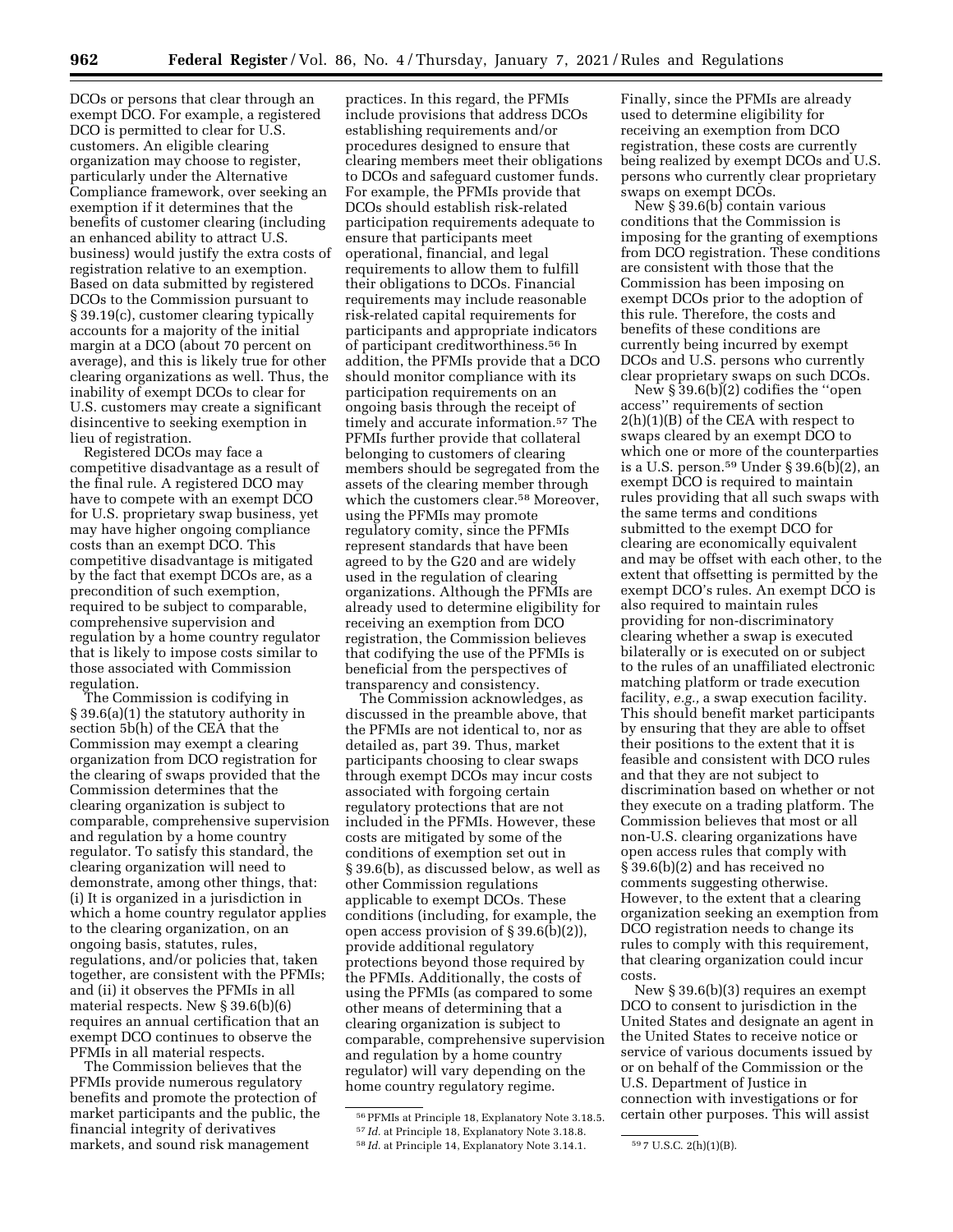DCOs or persons that clear through an exempt DCO. For example, a registered DCO is permitted to clear for U.S. customers. An eligible clearing organization may choose to register, particularly under the Alternative Compliance framework, over seeking an exemption if it determines that the benefits of customer clearing (including an enhanced ability to attract U.S. business) would justify the extra costs of registration relative to an exemption. Based on data submitted by registered DCOs to the Commission pursuant to § 39.19(c), customer clearing typically accounts for a majority of the initial margin at a DCO (about 70 percent on average), and this is likely true for other clearing organizations as well. Thus, the inability of exempt DCOs to clear for U.S. customers may create a significant disincentive to seeking exemption in lieu of registration.

Registered DCOs may face a competitive disadvantage as a result of the final rule. A registered DCO may have to compete with an exempt DCO for U.S. proprietary swap business, yet may have higher ongoing compliance costs than an exempt DCO. This competitive disadvantage is mitigated by the fact that exempt DCOs are, as a precondition of such exemption, required to be subject to comparable, comprehensive supervision and regulation by a home country regulator that is likely to impose costs similar to those associated with Commission regulation.

The Commission is codifying in § 39.6(a)(1) the statutory authority in section 5b(h) of the CEA that the Commission may exempt a clearing organization from DCO registration for the clearing of swaps provided that the Commission determines that the clearing organization is subject to comparable, comprehensive supervision and regulation by a home country regulator. To satisfy this standard, the clearing organization will need to demonstrate, among other things, that: (i) It is organized in a jurisdiction in which a home country regulator applies to the clearing organization, on an ongoing basis, statutes, rules, regulations, and/or policies that, taken together, are consistent with the PFMIs; and (ii) it observes the PFMIs in all material respects. New § 39.6(b)(6) requires an annual certification that an exempt DCO continues to observe the PFMIs in all material respects.

The Commission believes that the PFMIs provide numerous regulatory benefits and promote the protection of market participants and the public, the financial integrity of derivatives markets, and sound risk management practices. In this regard, the PFMIs include provisions that address DCOs establishing requirements and/or procedures designed to ensure that clearing members meet their obligations to DCOs and safeguard customer funds. For example, the PFMIs provide that DCOs should establish risk-related participation requirements adequate to ensure that participants meet operational, financial, and legal requirements to allow them to fulfill their obligations to DCOs. Financial requirements may include reasonable risk-related capital requirements for participants and appropriate indicators of participant creditworthiness.[56] In addition, the PFMIs provide that a DCO should monitor compliance with its participation requirements on an ongoing basis through the receipt of timely and accurate information.[57] The PFMIs further provide that collateral belonging to customers of clearing members should be segregated from the assets of the clearing member through which the customers clear.[58] Moreover, using the PFMIs may promote regulatory comity, since the PFMIs represent standards that have been agreed to by the G20 and are widely used in the regulation of clearing organizations. Although the PFMIs are already used to determine eligibility for receiving an exemption from DCO registration, the Commission believes that codifying the use of the PFMIs is beneficial from the perspectives of transparency and consistency.

The Commission acknowledges, as discussed in the preamble above, that the PFMIs are not identical to, nor as detailed as, part 39. Thus, market participants choosing to clear swaps through exempt DCOs may incur costs associated with forgoing certain regulatory protections that are not included in the PFMIs. However, these costs are mitigated by some of the conditions of exemption set out in § 39.6(b), as discussed below, as well as other Commission regulations applicable to exempt DCOs. These conditions (including, for example, the open access provision of § 39.6(b)(2)), provide additional regulatory protections beyond those required by the PFMIs. Additionally, the costs of using the PFMIs (as compared to some other means of determining that a clearing organization is subject to comparable, comprehensive supervision and regulation by a home country regulator) will vary depending on the home country regulatory regime.

Finally, since the PFMIs are already used to determine eligibility for receiving an exemption from DCO registration, these costs are currently being realized by exempt DCOs and U.S. persons who currently clear proprietary swaps on exempt DCOs.

New § 39.6(b) contain various conditions that the Commission is imposing for the granting of exemptions from DCO registration. These conditions are consistent with those that the Commission has been imposing on exempt DCOs prior to the adoption of this rule. Therefore, the costs and benefits of these conditions are currently being incurred by exempt DCOs and U.S. persons who currently clear proprietary swaps on such DCOs.

New § 39.6(b)(2) codifies the "open access" requirements of section 2(h)(1)(B) of the CEA with respect to swaps cleared by an exempt DCO to which one or more of the counterparties is a U.S. person.[59] Under § 39.6(b)(2), an exempt DCO is required to maintain rules providing that all such swaps with the same terms and conditions submitted to the exempt DCO for clearing are economically equivalent and may be offset with each other, to the extent that offsetting is permitted by the exempt DCO's rules. An exempt DCO is also required to maintain rules providing for non-discriminatory clearing whether a swap is executed bilaterally or is executed on or subject to the rules of an unaffiliated electronic matching platform or trade execution facility, *e.g.*, a swap execution facility. This should benefit market participants by ensuring that they are able to offset their positions to the extent that it is feasible and consistent with DCO rules and that they are not subject to discrimination based on whether or not they execute on a trading platform. The Commission believes that most or all non-U.S. clearing organizations have open access rules that comply with § 39.6(b)(2) and has received no comments suggesting otherwise. However, to the extent that a clearing organization seeking an exemption from DCO registration needs to change its rules to comply with this requirement, that clearing organization could incur costs.

New § 39.6(b)(3) requires an exempt DCO to consent to jurisdiction in the United States and designate an agent in the United States to receive notice or service of various documents issued by or on behalf of the Commission or the U.S. Department of Justice in connection with investigations or for certain other purposes. This will assist

---

[56] PFMIs at Principle 18, Explanatory Note 3.18.5.

[57] *Id.* at Principle 18, Explanatory Note 3.18.8.

[58] *Id.* at Principle 14, Explanatory Note 3.14.1.

[59] 7 U.S.C. 2(h)(1)(B).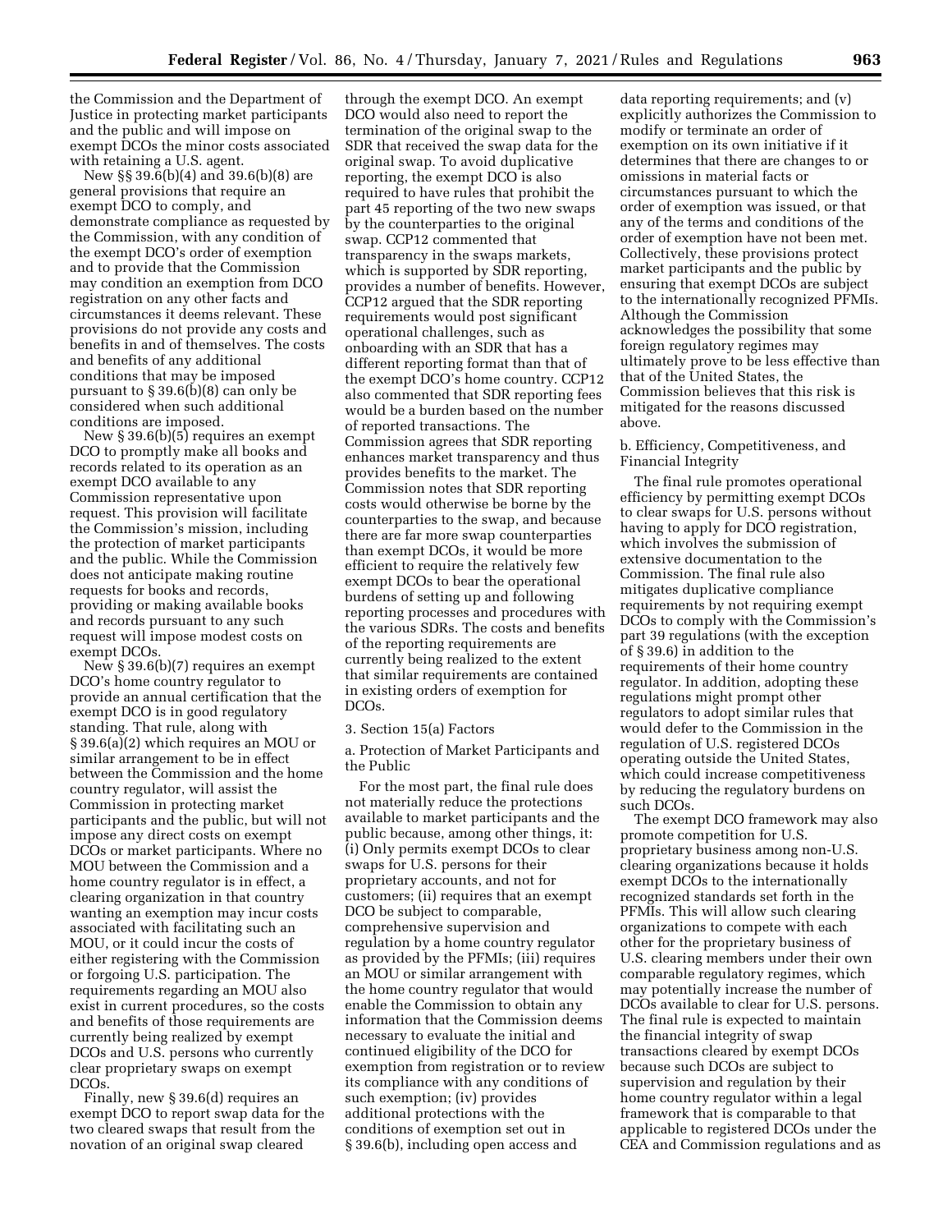the Commission and the Department of Justice in protecting market participants and the public and will impose on exempt DCOs the minor costs associated with retaining a U.S. agent.

New §§ 39.6(b)(4) and 39.6(b)(8) are general provisions that require an exempt DCO to comply, and demonstrate compliance as requested by the Commission, with any condition of the exempt DCO's order of exemption and to provide that the Commission may condition an exemption from DCO registration on any other facts and circumstances it deems relevant. These provisions do not provide any costs and benefits in and of themselves. The costs and benefits of any additional conditions that may be imposed pursuant to § 39.6(b)(8) can only be considered when such additional conditions are imposed.

New § 39.6(b)(5) requires an exempt DCO to promptly make all books and records related to its operation as an exempt DCO available to any Commission representative upon request. This provision will facilitate the Commission's mission, including the protection of market participants and the public. While the Commission does not anticipate making routine requests for books and records, providing or making available books and records pursuant to any such request will impose modest costs on exempt DCOs.

New § 39.6(b)(7) requires an exempt DCO's home country regulator to provide an annual certification that the exempt DCO is in good regulatory standing. That rule, along with § 39.6(a)(2) which requires an MOU or similar arrangement to be in effect between the Commission and the home country regulator, will assist the Commission in protecting market participants and the public, but will not impose any direct costs on exempt DCOs or market participants. Where no MOU between the Commission and a home country regulator is in effect, a clearing organization in that country wanting an exemption may incur costs associated with facilitating such an MOU, or it could incur the costs of either registering with the Commission or forgoing U.S. participation. The requirements regarding an MOU also exist in current procedures, so the costs and benefits of those requirements are currently being realized by exempt DCOs and U.S. persons who currently clear proprietary swaps on exempt DCOs.

Finally, new § 39.6(d) requires an exempt DCO to report swap data for the two cleared swaps that result from the novation of an original swap cleared through the exempt DCO. An exempt DCO would also need to report the termination of the original swap to the SDR that received the swap data for the original swap. To avoid duplicative reporting, the exempt DCO is also required to have rules that prohibit the part 45 reporting of the two new swaps by the counterparties to the original swap. CCP12 commented that transparency in the swaps markets, which is supported by SDR reporting, provides a number of benefits. However, CCP12 argued that the SDR reporting requirements would post significant operational challenges, such as onboarding with an SDR that has a different reporting format than that of the exempt DCO's home country. CCP12 also commented that SDR reporting fees would be a burden based on the number of reported transactions. The Commission agrees that SDR reporting enhances market transparency and thus provides benefits to the market. The Commission notes that SDR reporting costs would otherwise be borne by the counterparties to the swap, and because there are far more swap counterparties than exempt DCOs, it would be more efficient to require the relatively few exempt DCOs to bear the operational burdens of setting up and following reporting processes and procedures with the various SDRs. The costs and benefits of the reporting requirements are currently being realized to the extent that similar requirements are contained in existing orders of exemption for DCOs.

3. Section 15(a) Factors

a. Protection of Market Participants and the Public

For the most part, the final rule does not materially reduce the protections available to market participants and the public because, among other things, it: (i) Only permits exempt DCOs to clear swaps for U.S. persons for their proprietary accounts, and not for customers; (ii) requires that an exempt DCO be subject to comparable, comprehensive supervision and regulation by a home country regulator as provided by the PFMIs; (iii) requires an MOU or similar arrangement with the home country regulator that would enable the Commission to obtain any information that the Commission deems necessary to evaluate the initial and continued eligibility of the DCO for exemption from registration or to review its compliance with any conditions of such exemption; (iv) provides additional protections with the conditions of exemption set out in § 39.6(b), including open access and data reporting requirements; and (v) explicitly authorizes the Commission to modify or terminate an order of exemption on its own initiative if it determines that there are changes to or omissions in material facts or circumstances pursuant to which the order of exemption was issued, or that any of the terms and conditions of the order of exemption have not been met. Collectively, these provisions protect market participants and the public by ensuring that exempt DCOs are subject to the internationally recognized PFMIs. Although the Commission acknowledges the possibility that some foreign regulatory regimes may ultimately prove to be less effective than that of the United States, the Commission believes that this risk is mitigated for the reasons discussed above.

b. Efficiency, Competitiveness, and Financial Integrity

The final rule promotes operational efficiency by permitting exempt DCOs to clear swaps for U.S. persons without having to apply for DCO registration, which involves the submission of extensive documentation to the Commission. The final rule also mitigates duplicative compliance requirements by not requiring exempt DCOs to comply with the Commission's part 39 regulations (with the exception of § 39.6) in addition to the requirements of their home country regulator. In addition, adopting these regulations might prompt other regulators to adopt similar rules that would defer to the Commission in the regulation of U.S. registered DCOs operating outside the United States, which could increase competitiveness by reducing the regulatory burdens on such DCOs.

The exempt DCO framework may also promote competition for U.S. proprietary business among non-U.S. clearing organizations because it holds exempt DCOs to the internationally recognized standards set forth in the PFMIs. This will allow such clearing organizations to compete with each other for the proprietary business of U.S. clearing members under their own comparable regulatory regimes, which may potentially increase the number of DCOs available to clear for U.S. persons. The final rule is expected to maintain the financial integrity of swap transactions cleared by exempt DCOs because such DCOs are subject to supervision and regulation by their home country regulator within a legal framework that is comparable to that applicable to registered DCOs under the CEA and Commission regulations and as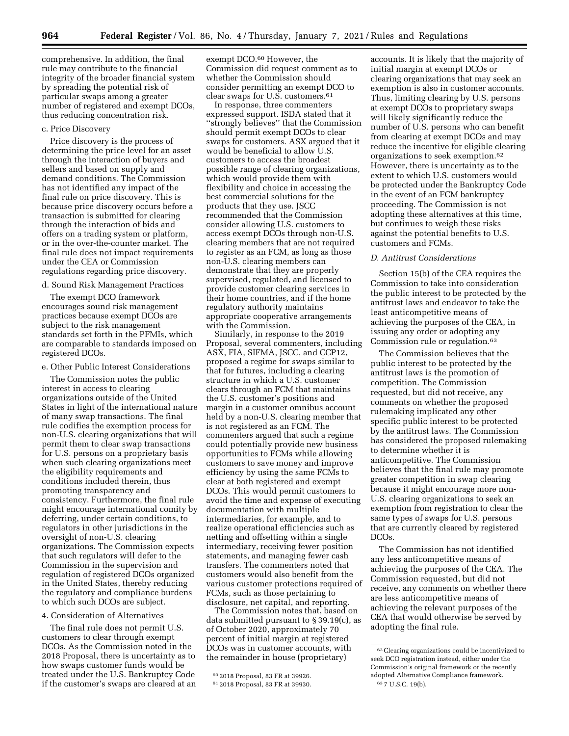comprehensive. In addition, the final rule may contribute to the financial integrity of the broader financial system by spreading the potential risk of particular swaps among a greater number of registered and exempt DCOs, thus reducing concentration risk.

c. Price Discovery

Price discovery is the process of determining the price level for an asset through the interaction of buyers and sellers and based on supply and demand conditions. The Commission has not identified any impact of the final rule on price discovery. This is because price discovery occurs before a transaction is submitted for clearing through the interaction of bids and offers on a trading system or platform, or in the over-the-counter market. The final rule does not impact requirements under the CEA or Commission regulations regarding price discovery.

d. Sound Risk Management Practices

The exempt DCO framework encourages sound risk management practices because exempt DCOs are subject to the risk management standards set forth in the PFMIs, which are comparable to standards imposed on registered DCOs.

e. Other Public Interest Considerations

The Commission notes the public interest in access to clearing organizations outside of the United States in light of the international nature of many swap transactions. The final rule codifies the exemption process for non-U.S. clearing organizations that will permit them to clear swap transactions for U.S. persons on a proprietary basis when such clearing organizations meet the eligibility requirements and conditions included therein, thus promoting transparency and consistency. Furthermore, the final rule might encourage international comity by deferring, under certain conditions, to regulators in other jurisdictions in the oversight of non-U.S. clearing organizations. The Commission expects that such regulators will defer to the Commission in the supervision and regulation of registered DCOs organized in the United States, thereby reducing the regulatory and compliance burdens to which such DCOs are subject.

4. Consideration of Alternatives

The final rule does not permit U.S. customers to clear through exempt DCOs. As the Commission noted in the 2018 Proposal, there is uncertainty as to how swaps customer funds would be treated under the U.S. Bankruptcy Code if the customer's swaps are cleared at an exempt DCO.[60] However, the Commission did request comment as to whether the Commission should consider permitting an exempt DCO to clear swaps for U.S. customers.[61]

In response, three commenters expressed support. ISDA stated that it "strongly believes" that the Commission should permit exempt DCOs to clear swaps for customers. ASX argued that it would be beneficial to allow U.S. customers to access the broadest possible range of clearing organizations, which would provide them with flexibility and choice in accessing the best commercial solutions for the products that they use. JSCC recommended that the Commission consider allowing U.S. customers to access exempt DCOs through non-U.S. clearing members that are not required to register as an FCM, as long as those non-U.S. clearing members can demonstrate that they are properly supervised, regulated, and licensed to provide customer clearing services in their home countries, and if the home regulatory authority maintains appropriate cooperative arrangements with the Commission.

Similarly, in response to the 2019 Proposal, several commenters, including ASX, FIA, SIFMA, JSCC, and CCP12, proposed a regime for swaps similar to that for futures, including a clearing structure in which a U.S. customer clears through an FCM that maintains the U.S. customer's positions and margin in a customer omnibus account held by a non-U.S. clearing member that is not registered as an FCM. The commenters argued that such a regime could potentially provide new business opportunities to FCMs while allowing customers to save money and improve efficiency by using the same FCMs to clear at both registered and exempt DCOs. This would permit customers to avoid the time and expense of executing documentation with multiple intermediaries, for example, and to realize operational efficiencies such as netting and offsetting within a single intermediary, receiving fewer position statements, and managing fewer cash transfers. The commenters noted that customers would also benefit from the various customer protections required of FCMs, such as those pertaining to disclosure, net capital, and reporting.

The Commission notes that, based on data submitted pursuant to § 39.19(c), as of October 2020, approximately 70 percent of initial margin at registered DCOs was in customer accounts, with the remainder in house (proprietary) accounts. It is likely that the majority of initial margin at exempt DCOs or clearing organizations that may seek an exemption is also in customer accounts. Thus, limiting clearing by U.S. persons at exempt DCOs to proprietary swaps will likely significantly reduce the number of U.S. persons who can benefit from clearing at exempt DCOs and may reduce the incentive for eligible clearing organizations to seek exemption.[62] However, there is uncertainty as to the extent to which U.S. customers would be protected under the Bankruptcy Code in the event of an FCM bankruptcy proceeding. The Commission is not adopting these alternatives at this time, but continues to weigh these risks against the potential benefits to U.S. customers and FCMs.

### *D. Antitrust Considerations*

Section 15(b) of the CEA requires the Commission to take into consideration the public interest to be protected by the antitrust laws and endeavor to take the least anticompetitive means of achieving the purposes of the CEA, in issuing any order or adopting any Commission rule or regulation.[63]

The Commission believes that the public interest to be protected by the antitrust laws is the promotion of competition. The Commission requested, but did not receive, any comments on whether the proposed rulemaking implicated any other specific public interest to be protected by the antitrust laws. The Commission has considered the proposed rulemaking to determine whether it is anticompetitive. The Commission believes that the final rule may promote greater competition in swap clearing because it might encourage more non-U.S. clearing organizations to seek an exemption from registration to clear the same types of swaps for U.S. persons that are currently cleared by registered DCOs.

The Commission has not identified any less anticompetitive means of achieving the purposes of the CEA. The Commission requested, but did not receive, any comments on whether there are less anticompetitive means of achieving the relevant purposes of the CEA that would otherwise be served by adopting the final rule.

---

[60] 2018 Proposal, 83 FR at 39926.

[61] 2018 Proposal, 83 FR at 39930.

[62] Clearing organizations could be incentivized to seek DCO registration instead, either under the Commission's original framework or the recently adopted Alternative Compliance framework.

[63] 7 U.S.C. 19(b).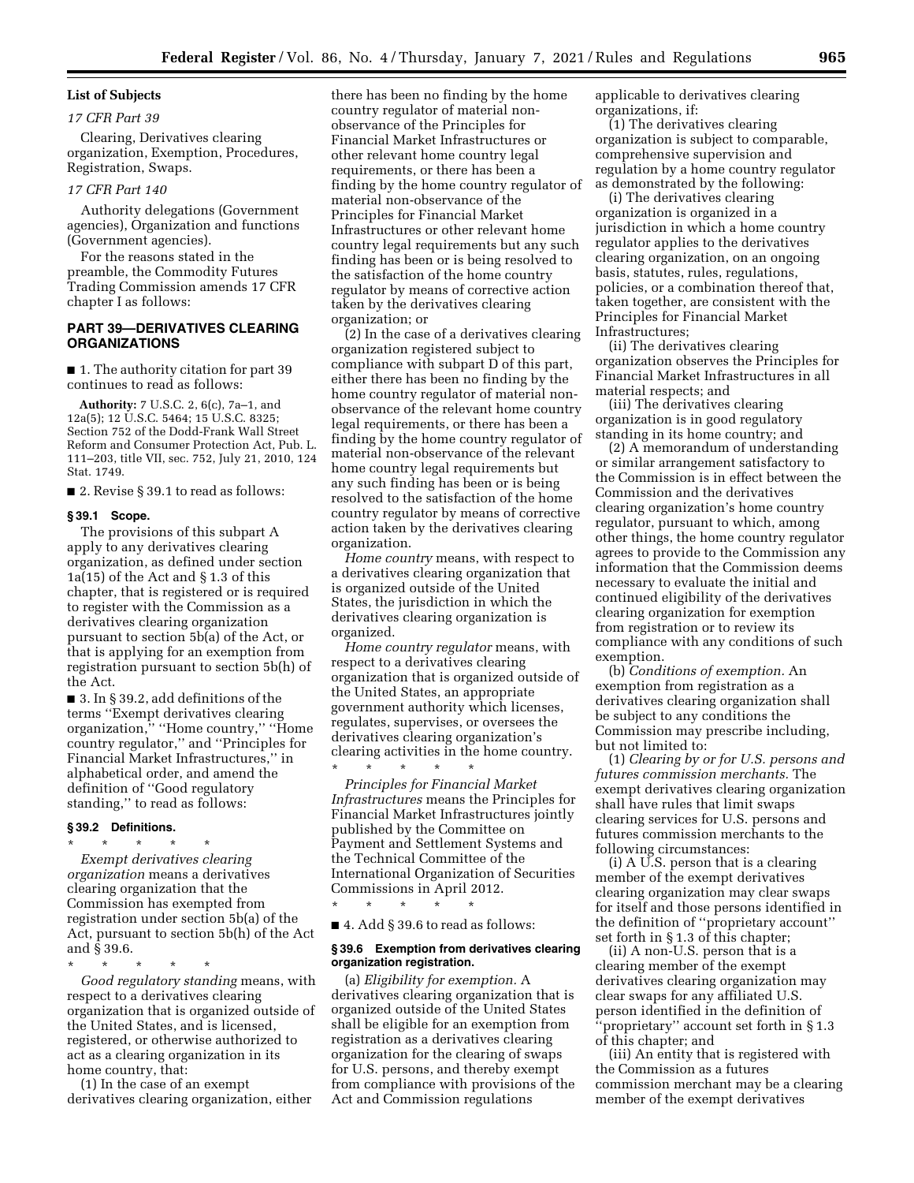## List of Subjects

### *17 CFR Part 39*

Clearing, Derivatives clearing organization, Exemption, Procedures, Registration, Swaps.

### *17 CFR Part 140*

Authority delegations (Government agencies), Organization and functions (Government agencies).

For the reasons stated in the preamble, the Commodity Futures Trading Commission amends 17 CFR chapter I as follows:

## PART 39—DERIVATIVES CLEARING ORGANIZATIONS

■ 1. The authority citation for part 39 continues to read as follows:

**Authority:** 7 U.S.C. 2, 6(c), 7a–1, and 12a(5); 12 U.S.C. 5464; 15 U.S.C. 8325; Section 752 of the Dodd-Frank Wall Street Reform and Consumer Protection Act, Pub. L. 111–203, title VII, sec. 752, July 21, 2010, 124 Stat. 1749.

■ 2. Revise § 39.1 to read as follows:

### § 39.1 Scope.

The provisions of this subpart A apply to any derivatives clearing organization, as defined under section 1a(15) of the Act and § 1.3 of this chapter, that is registered or is required to register with the Commission as a derivatives clearing organization pursuant to section 5b(a) of the Act, or that is applying for an exemption from registration pursuant to section 5b(h) of the Act.

■ 3. In § 39.2, add definitions of the terms ''Exempt derivatives clearing organization,'' ''Home country,'' ''Home country regulator,'' and ''Principles for Financial Market Infrastructures,'' in alphabetical order, and amend the definition of ''Good regulatory standing,'' to read as follows:

### § 39.2 Definitions.

\* \* \* \* \*

*Exempt derivatives clearing organization* means a derivatives clearing organization that the Commission has exempted from registration under section 5b(a) of the Act, pursuant to section 5b(h) of the Act and § 39.6.

\* \* \* \* \*

*Good regulatory standing* means, with respect to a derivatives clearing organization that is organized outside of the United States, and is licensed, registered, or otherwise authorized to act as a clearing organization in its home country, that:

(1) In the case of an exempt derivatives clearing organization, either there has been no finding by the home country regulator of material non-observance of the Principles for Financial Market Infrastructures or other relevant home country legal requirements, or there has been a finding by the home country regulator of material non-observance of the Principles for Financial Market Infrastructures or other relevant home country legal requirements but any such finding has been or is being resolved to the satisfaction of the home country regulator by means of corrective action taken by the derivatives clearing organization; or

(2) In the case of a derivatives clearing organization registered subject to compliance with subpart D of this part, either there has been no finding by the home country regulator of material non-observance of the relevant home country legal requirements, or there has been a finding by the home country regulator of material non-observance of the relevant home country legal requirements but any such finding has been or is being resolved to the satisfaction of the home country regulator by means of corrective action taken by the derivatives clearing organization.

*Home country* means, with respect to a derivatives clearing organization that is organized outside of the United States, the jurisdiction in which the derivatives clearing organization is organized.

*Home country regulator* means, with respect to a derivatives clearing organization that is organized outside of the United States, an appropriate government authority which licenses, regulates, supervises, or oversees the derivatives clearing organization's clearing activities in the home country.

\* \* \* \* \*

*Principles for Financial Market Infrastructures* means the Principles for Financial Market Infrastructures jointly published by the Committee on Payment and Settlement Systems and the Technical Committee of the International Organization of Securities Commissions in April 2012.

\* \* \* \* \*

■ 4. Add § 39.6 to read as follows:

### § 39.6 Exemption from derivatives clearing organization registration.

(a) *Eligibility for exemption.* A derivatives clearing organization that is organized outside of the United States shall be eligible for an exemption from registration as a derivatives clearing organization for the clearing of swaps for U.S. persons, and thereby exempt from compliance with provisions of the Act and Commission regulations applicable to derivatives clearing organizations, if:

(1) The derivatives clearing organization is subject to comparable, comprehensive supervision and regulation by a home country regulator as demonstrated by the following:

(i) The derivatives clearing organization is organized in a jurisdiction in which a home country regulator applies to the derivatives clearing organization, on an ongoing basis, statutes, rules, regulations, policies, or a combination thereof that, taken together, are consistent with the Principles for Financial Market Infrastructures;

(ii) The derivatives clearing organization observes the Principles for Financial Market Infrastructures in all material respects; and

(iii) The derivatives clearing organization is in good regulatory standing in its home country; and

(2) A memorandum of understanding or similar arrangement satisfactory to the Commission is in effect between the Commission and the derivatives clearing organization's home country regulator, pursuant to which, among other things, the home country regulator agrees to provide to the Commission any information that the Commission deems necessary to evaluate the initial and continued eligibility of the derivatives clearing organization for exemption from registration or to review its compliance with any conditions of such exemption.

(b) *Conditions of exemption.* An exemption from registration as a derivatives clearing organization shall be subject to any conditions the Commission may prescribe including, but not limited to:

(1) *Clearing by or for U.S. persons and futures commission merchants.* The exempt derivatives clearing organization shall have rules that limit swaps clearing services for U.S. persons and futures commission merchants to the following circumstances:

(i) A U.S. person that is a clearing member of the exempt derivatives clearing organization may clear swaps for itself and those persons identified in the definition of ''proprietary account'' set forth in § 1.3 of this chapter;

(ii) A non-U.S. person that is a clearing member of the exempt derivatives clearing organization may clear swaps for any affiliated U.S. person identified in the definition of ''proprietary'' account set forth in § 1.3 of this chapter; and

(iii) An entity that is registered with the Commission as a futures commission merchant may be a clearing member of the exempt derivatives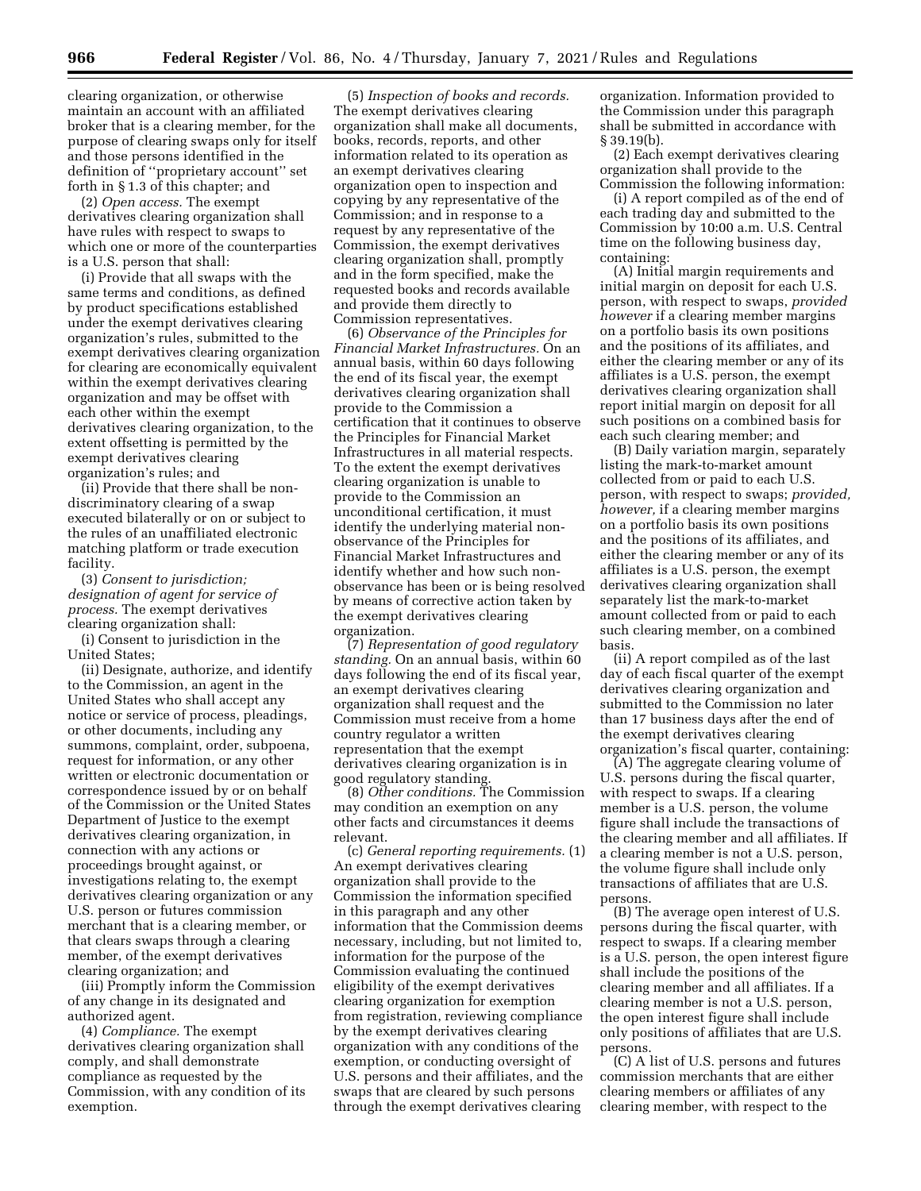clearing organization, or otherwise maintain an account with an affiliated broker that is a clearing member, for the purpose of clearing swaps only for itself and those persons identified in the definition of "proprietary account" set forth in § 1.3 of this chapter; and

(2) *Open access.* The exempt derivatives clearing organization shall have rules with respect to swaps to which one or more of the counterparties is a U.S. person that shall:

(i) Provide that all swaps with the same terms and conditions, as defined by product specifications established under the exempt derivatives clearing organization's rules, submitted to the exempt derivatives clearing organization for clearing are economically equivalent within the exempt derivatives clearing organization and may be offset with each other within the exempt derivatives clearing organization, to the extent offsetting is permitted by the exempt derivatives clearing organization's rules; and

(ii) Provide that there shall be non-discriminatory clearing of a swap executed bilaterally or on or subject to the rules of an unaffiliated electronic matching platform or trade execution facility.

(3) *Consent to jurisdiction; designation of agent for service of process.* The exempt derivatives clearing organization shall:

(i) Consent to jurisdiction in the United States;

(ii) Designate, authorize, and identify to the Commission, an agent in the United States who shall accept any notice or service of process, pleadings, or other documents, including any summons, complaint, order, subpoena, request for information, or any other written or electronic documentation or correspondence issued by or on behalf of the Commission or the United States Department of Justice to the exempt derivatives clearing organization, in connection with any actions or proceedings brought against, or investigations relating to, the exempt derivatives clearing organization or any U.S. person or futures commission merchant that is a clearing member, or that clears swaps through a clearing member, of the exempt derivatives clearing organization; and

(iii) Promptly inform the Commission of any change in its designated and authorized agent.

(4) *Compliance.* The exempt derivatives clearing organization shall comply, and shall demonstrate compliance as requested by the Commission, with any condition of its exemption.

(5) *Inspection of books and records.* The exempt derivatives clearing organization shall make all documents, books, records, reports, and other information related to its operation as an exempt derivatives clearing organization open to inspection and copying by any representative of the Commission; and in response to a request by any representative of the Commission, the exempt derivatives clearing organization shall, promptly and in the form specified, make the requested books and records available and provide them directly to Commission representatives.

(6) *Observance of the Principles for Financial Market Infrastructures.* On an annual basis, within 60 days following the end of its fiscal year, the exempt derivatives clearing organization shall provide to the Commission a certification that it continues to observe the Principles for Financial Market Infrastructures in all material respects. To the extent the exempt derivatives clearing organization is unable to provide to the Commission an unconditional certification, it must identify the underlying material non-observance of the Principles for Financial Market Infrastructures and identify whether and how such non-observance has been or is being resolved by means of corrective action taken by the exempt derivatives clearing organization.

(7) *Representation of good regulatory standing.* On an annual basis, within 60 days following the end of its fiscal year, an exempt derivatives clearing organization shall request and the Commission must receive from a home country regulator a written representation that the exempt derivatives clearing organization is in good regulatory standing.

(8) *Other conditions.* The Commission may condition an exemption on any other facts and circumstances it deems relevant.

(c) *General reporting requirements.* (1) An exempt derivatives clearing organization shall provide to the Commission the information specified in this paragraph and any other information that the Commission deems necessary, including, but not limited to, information for the purpose of the Commission evaluating the continued eligibility of the exempt derivatives clearing organization for exemption from registration, reviewing compliance by the exempt derivatives clearing organization with any conditions of the exemption, or conducting oversight of U.S. persons and their affiliates, and the swaps that are cleared by such persons through the exempt derivatives clearing organization. Information provided to the Commission under this paragraph shall be submitted in accordance with § 39.19(b).

(2) Each exempt derivatives clearing organization shall provide to the Commission the following information:

(i) A report compiled as of the end of each trading day and submitted to the Commission by 10:00 a.m. U.S. Central time on the following business day, containing:

(A) Initial margin requirements and initial margin on deposit for each U.S. person, with respect to swaps, *provided however* if a clearing member margins on a portfolio basis its own positions and the positions of its affiliates, and either the clearing member or any of its affiliates is a U.S. person, the exempt derivatives clearing organization shall report initial margin on deposit for all such positions on a combined basis for each such clearing member; and

(B) Daily variation margin, separately listing the mark-to-market amount collected from or paid to each U.S. person, with respect to swaps; *provided, however,* if a clearing member margins on a portfolio basis its own positions and the positions of its affiliates, and either the clearing member or any of its affiliates is a U.S. person, the exempt derivatives clearing organization shall separately list the mark-to-market amount collected from or paid to each such clearing member, on a combined basis.

(ii) A report compiled as of the last day of each fiscal quarter of the exempt derivatives clearing organization and submitted to the Commission no later than 17 business days after the end of the exempt derivatives clearing organization's fiscal quarter, containing:

(A) The aggregate clearing volume of U.S. persons during the fiscal quarter, with respect to swaps. If a clearing member is a U.S. person, the volume figure shall include the transactions of the clearing member and all affiliates. If a clearing member is not a U.S. person, the volume figure shall include only transactions of affiliates that are U.S. persons.

(B) The average open interest of U.S. persons during the fiscal quarter, with respect to swaps. If a clearing member is a U.S. person, the open interest figure shall include the positions of the clearing member and all affiliates. If a clearing member is not a U.S. person, the open interest figure shall include only positions of affiliates that are U.S. persons.

(C) A list of U.S. persons and futures commission merchants that are either clearing members or affiliates of any clearing member, with respect to the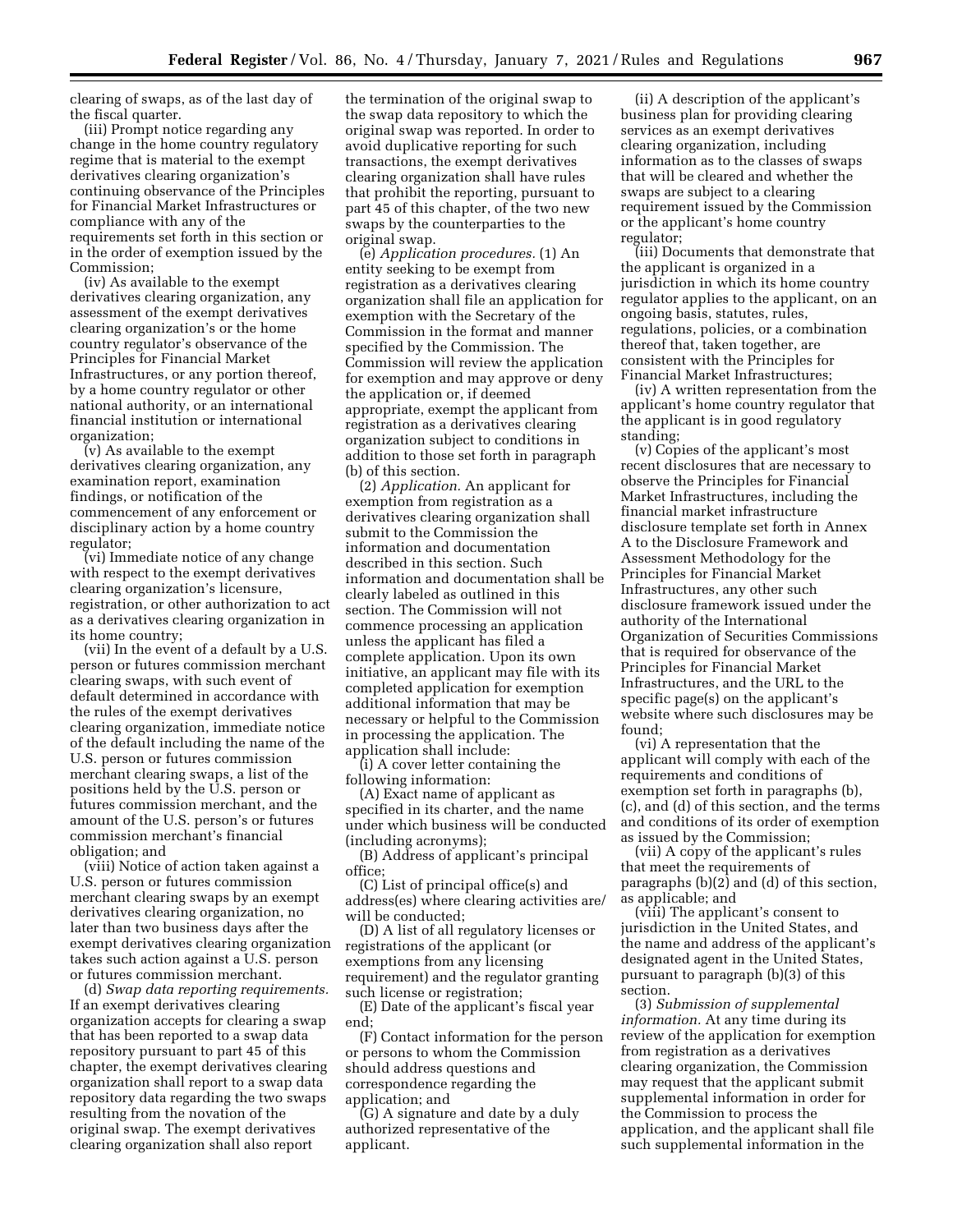clearing of swaps, as of the last day of the fiscal quarter.

(iii) Prompt notice regarding any change in the home country regulatory regime that is material to the exempt derivatives clearing organization's continuing observance of the Principles for Financial Market Infrastructures or compliance with any of the requirements set forth in this section or in the order of exemption issued by the Commission;

(iv) As available to the exempt derivatives clearing organization, any assessment of the exempt derivatives clearing organization's or the home country regulator's observance of the Principles for Financial Market Infrastructures, or any portion thereof, by a home country regulator or other national authority, or an international financial institution or international organization;

(v) As available to the exempt derivatives clearing organization, any examination report, examination findings, or notification of the commencement of any enforcement or disciplinary action by a home country regulator;

(vi) Immediate notice of any change with respect to the exempt derivatives clearing organization's licensure, registration, or other authorization to act as a derivatives clearing organization in its home country;

(vii) In the event of a default by a U.S. person or futures commission merchant clearing swaps, with such event of default determined in accordance with the rules of the exempt derivatives clearing organization, immediate notice of the default including the name of the U.S. person or futures commission merchant clearing swaps, a list of the positions held by the U.S. person or futures commission merchant, and the amount of the U.S. person's or futures commission merchant's financial obligation; and

(viii) Notice of action taken against a U.S. person or futures commission merchant clearing swaps by an exempt derivatives clearing organization, no later than two business days after the exempt derivatives clearing organization takes such action against a U.S. person or futures commission merchant.

(d) *Swap data reporting requirements.* If an exempt derivatives clearing organization accepts for clearing a swap that has been reported to a swap data repository pursuant to part 45 of this chapter, the exempt derivatives clearing organization shall report to a swap data repository data regarding the two swaps resulting from the novation of the original swap. The exempt derivatives clearing organization shall also report the termination of the original swap to the swap data repository to which the original swap was reported. In order to avoid duplicative reporting for such transactions, the exempt derivatives clearing organization shall have rules that prohibit the reporting, pursuant to part 45 of this chapter, of the two new swaps by the counterparties to the original swap.

(e) *Application procedures.* (1) An entity seeking to be exempt from registration as a derivatives clearing organization shall file an application for exemption with the Secretary of the Commission in the format and manner specified by the Commission. The Commission will review the application for exemption and may approve or deny the application or, if deemed appropriate, exempt the applicant from registration as a derivatives clearing organization subject to conditions in addition to those set forth in paragraph (b) of this section.

(2) *Application.* An applicant for exemption from registration as a derivatives clearing organization shall submit to the Commission the information and documentation described in this section. Such information and documentation shall be clearly labeled as outlined in this section. The Commission will not commence processing an application unless the applicant has filed a complete application. Upon its own initiative, an applicant may file with its completed application for exemption additional information that may be necessary or helpful to the Commission in processing the application. The application shall include:

(i) A cover letter containing the following information:

(A) Exact name of applicant as specified in its charter, and the name under which business will be conducted (including acronyms);

(B) Address of applicant's principal office;

(C) List of principal office(s) and address(es) where clearing activities are/will be conducted;

(D) A list of all regulatory licenses or registrations of the applicant (or exemptions from any licensing requirement) and the regulator granting such license or registration;

(E) Date of the applicant's fiscal year end;

(F) Contact information for the person or persons to whom the Commission should address questions and correspondence regarding the application; and

(G) A signature and date by a duly authorized representative of the applicant.

(ii) A description of the applicant's business plan for providing clearing services as an exempt derivatives clearing organization, including information as to the classes of swaps that will be cleared and whether the swaps are subject to a clearing requirement issued by the Commission or the applicant's home country regulator;

(iii) Documents that demonstrate that the applicant is organized in a jurisdiction in which its home country regulator applies to the applicant, on an ongoing basis, statutes, rules, regulations, policies, or a combination thereof that, taken together, are consistent with the Principles for Financial Market Infrastructures;

(iv) A written representation from the applicant's home country regulator that the applicant is in good regulatory standing;

(v) Copies of the applicant's most recent disclosures that are necessary to observe the Principles for Financial Market Infrastructures, including the financial market infrastructure disclosure template set forth in Annex A to the Disclosure Framework and Assessment Methodology for the Principles for Financial Market Infrastructures, any other such disclosure framework issued under the authority of the International Organization of Securities Commissions that is required for observance of the Principles for Financial Market Infrastructures, and the URL to the specific page(s) on the applicant's website where such disclosures may be found;

(vi) A representation that the applicant will comply with each of the requirements and conditions of exemption set forth in paragraphs (b), (c), and (d) of this section, and the terms and conditions of its order of exemption as issued by the Commission;

(vii) A copy of the applicant's rules that meet the requirements of paragraphs (b)(2) and (d) of this section, as applicable; and

(viii) The applicant's consent to jurisdiction in the United States, and the name and address of the applicant's designated agent in the United States, pursuant to paragraph (b)(3) of this section.

(3) *Submission of supplemental information.* At any time during its review of the application for exemption from registration as a derivatives clearing organization, the Commission may request that the applicant submit supplemental information in order for the Commission to process the application, and the applicant shall file such supplemental information in the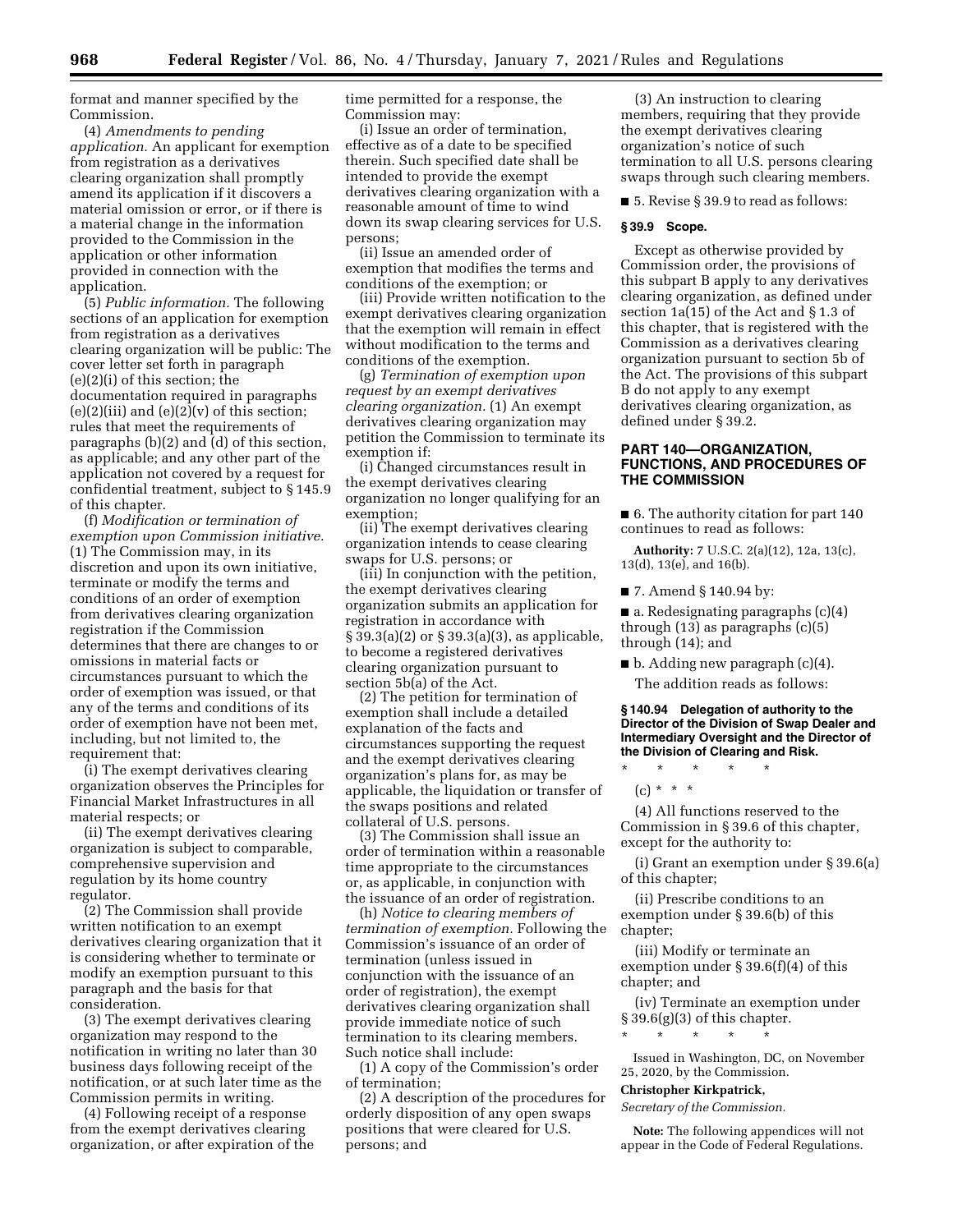format and manner specified by the Commission.

(4) *Amendments to pending application.* An applicant for exemption from registration as a derivatives clearing organization shall promptly amend its application if it discovers a material omission or error, or if there is a material change in the information provided to the Commission in the application or other information provided in connection with the application.

(5) *Public information.* The following sections of an application for exemption from registration as a derivatives clearing organization will be public: The cover letter set forth in paragraph (e)(2)(i) of this section; the documentation required in paragraphs (e)(2)(iii) and (e)(2)(v) of this section; rules that meet the requirements of paragraphs (b)(2) and (d) of this section, as applicable; and any other part of the application not covered by a request for confidential treatment, subject to § 145.9 of this chapter.

(f) *Modification or termination of exemption upon Commission initiative.* (1) The Commission may, in its discretion and upon its own initiative, terminate or modify the terms and conditions of an order of exemption from derivatives clearing organization registration if the Commission determines that there are changes to or omissions in material facts or circumstances pursuant to which the order of exemption was issued, or that any of the terms and conditions of its order of exemption have not been met, including, but not limited to, the requirement that:

(i) The exempt derivatives clearing organization observes the Principles for Financial Market Infrastructures in all material respects; or

(ii) The exempt derivatives clearing organization is subject to comparable, comprehensive supervision and regulation by its home country regulator.

(2) The Commission shall provide written notification to an exempt derivatives clearing organization that it is considering whether to terminate or modify an exemption pursuant to this paragraph and the basis for that consideration.

(3) The exempt derivatives clearing organization may respond to the notification in writing no later than 30 business days following receipt of the notification, or at such later time as the Commission permits in writing.

(4) Following receipt of a response from the exempt derivatives clearing organization, or after expiration of the time permitted for a response, the Commission may:

(i) Issue an order of termination, effective as of a date to be specified therein. Such specified date shall be intended to provide the exempt derivatives clearing organization with a reasonable amount of time to wind down its swap clearing services for U.S. persons;

(ii) Issue an amended order of exemption that modifies the terms and conditions of the exemption; or

(iii) Provide written notification to the exempt derivatives clearing organization that the exemption will remain in effect without modification to the terms and conditions of the exemption.

(g) *Termination of exemption upon request by an exempt derivatives clearing organization.* (1) An exempt derivatives clearing organization may petition the Commission to terminate its exemption if:

(i) Changed circumstances result in the exempt derivatives clearing organization no longer qualifying for an exemption;

(ii) The exempt derivatives clearing organization intends to cease clearing swaps for U.S. persons; or

(iii) In conjunction with the petition, the exempt derivatives clearing organization submits an application for registration in accordance with § 39.3(a)(2) or § 39.3(a)(3), as applicable, to become a registered derivatives clearing organization pursuant to section 5b(a) of the Act.

(2) The petition for termination of exemption shall include a detailed explanation of the facts and circumstances supporting the request and the exempt derivatives clearing organization's plans for, as may be applicable, the liquidation or transfer of the swaps positions and related collateral of U.S. persons.

(3) The Commission shall issue an order of termination within a reasonable time appropriate to the circumstances or, as applicable, in conjunction with the issuance of an order of registration.

(h) *Notice to clearing members of termination of exemption.* Following the Commission's issuance of an order of termination (unless issued in conjunction with the issuance of an order of registration), the exempt derivatives clearing organization shall provide immediate notice of such termination to its clearing members. Such notice shall include:

(1) A copy of the Commission's order of termination;

(2) A description of the procedures for orderly disposition of any open swaps positions that were cleared for U.S. persons; and

(3) An instruction to clearing members, requiring that they provide the exempt derivatives clearing organization's notice of such termination to all U.S. persons clearing swaps through such clearing members.

■ 5. Revise § 39.9 to read as follows:

**§ 39.9 Scope.**

Except as otherwise provided by Commission order, the provisions of this subpart B apply to any derivatives clearing organization, as defined under section 1a(15) of the Act and § 1.3 of this chapter, that is registered with the Commission as a derivatives clearing organization pursuant to section 5b of the Act. The provisions of this subpart B do not apply to any exempt derivatives clearing organization, as defined under § 39.2.

## PART 140—ORGANIZATION, FUNCTIONS, AND PROCEDURES OF THE COMMISSION

■ 6. The authority citation for part 140 continues to read as follows:

**Authority:** 7 U.S.C. 2(a)(12), 12a, 13(c), 13(d), 13(e), and 16(b).

■ 7. Amend § 140.94 by:

■ a. Redesignating paragraphs (c)(4) through (13) as paragraphs (c)(5) through (14); and

■ b. Adding new paragraph (c)(4).

The addition reads as follows:

**§ 140.94 Delegation of authority to the Director of the Division of Swap Dealer and Intermediary Oversight and the Director of the Division of Clearing and Risk.**

\* \* \* \* \*

(c) \* \* \*

(4) All functions reserved to the Commission in § 39.6 of this chapter, except for the authority to:

(i) Grant an exemption under § 39.6(a) of this chapter;

(ii) Prescribe conditions to an exemption under § 39.6(b) of this chapter;

(iii) Modify or terminate an exemption under § 39.6(f)(4) of this chapter; and

(iv) Terminate an exemption under § 39.6(g)(3) of this chapter.

\* \* \* \* \*

Issued in Washington, DC, on November 25, 2020, by the Commission.

**Christopher Kirkpatrick,**

*Secretary of the Commission.*

**Note:** The following appendices will not appear in the Code of Federal Regulations.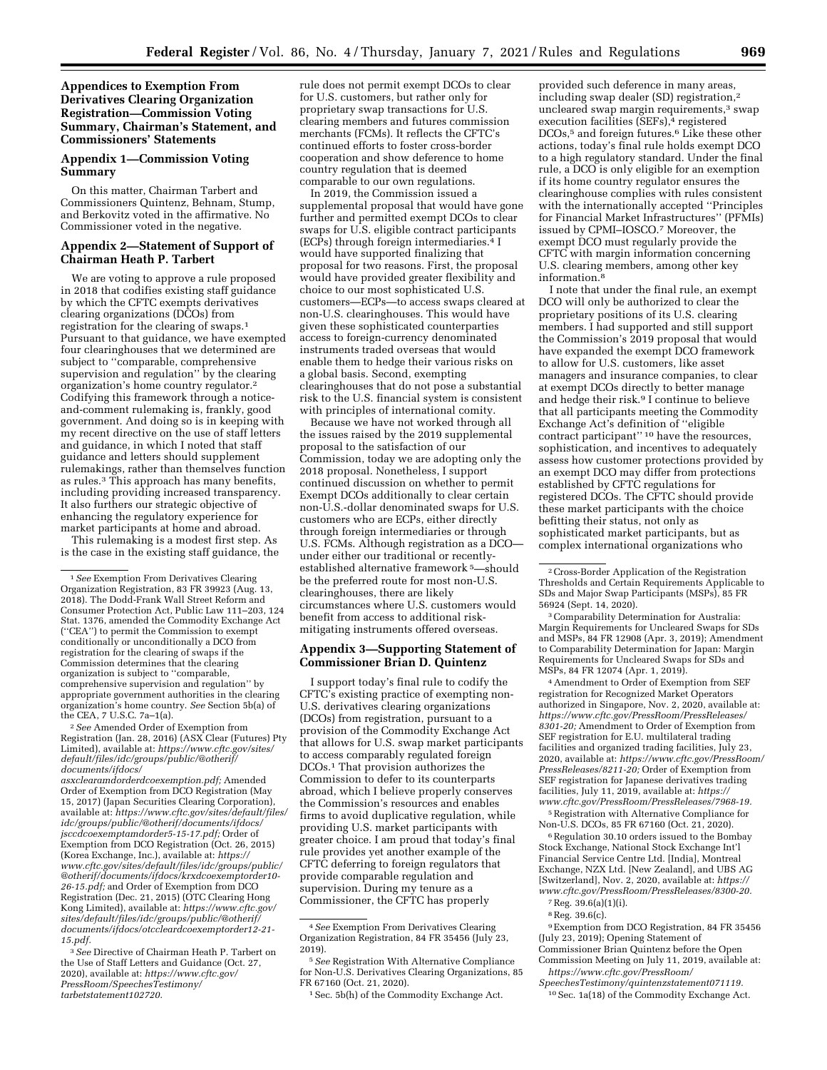## Appendices to Exemption From Derivatives Clearing Organization Registration—Commission Voting Summary, Chairman's Statement, and Commissioners' Statements

### Appendix 1—Commission Voting Summary

On this matter, Chairman Tarbert and Commissioners Quintenz, Behnam, Stump, and Berkovitz voted in the affirmative. No Commissioner voted in the negative.

### Appendix 2—Statement of Support of Chairman Heath P. Tarbert

We are voting to approve a rule proposed in 2018 that codifies existing staff guidance by which the CFTC exempts derivatives clearing organizations (DCOs) from registration for the clearing of swaps.[1] Pursuant to that guidance, we have exempted four clearinghouses that we determined are subject to ''comparable, comprehensive supervision and regulation'' by the clearing organization's home country regulator.[2] Codifying this framework through a notice-and-comment rulemaking is, frankly, good government. And doing so is in keeping with my recent directive on the use of staff letters and guidance, in which I noted that staff guidance and letters should supplement rulemakings, rather than themselves function as rules.[3] This approach has many benefits, including providing increased transparency. It also furthers our strategic objective of enhancing the regulatory experience for market participants at home and abroad.

This rulemaking is a modest first step. As is the case in the existing staff guidance, the rule does not permit exempt DCOs to clear for U.S. customers, but rather only for proprietary swap transactions for U.S. clearing members and futures commission merchants (FCMs). It reflects the CFTC's continued efforts to foster cross-border cooperation and show deference to home country regulation that is deemed comparable to our own regulations.

In 2019, the Commission issued a supplemental proposal that would have gone further and permitted exempt DCOs to clear swaps for U.S. eligible contract participants (ECPs) through foreign intermediaries.[4] I would have supported finalizing that proposal for two reasons. First, the proposal would have provided greater flexibility and choice to our most sophisticated U.S. customers—ECPs—to access swaps cleared at non-U.S. clearinghouses. This would have given these sophisticated counterparties access to foreign-currency denominated instruments traded overseas that would enable them to hedge their various risks on a global basis. Second, exempting clearinghouses that do not pose a substantial risk to the U.S. financial system is consistent with principles of international comity.

Because we have not worked through all the issues raised by the 2019 supplemental proposal to the satisfaction of our Commission, today we are adopting only the 2018 proposal. Nonetheless, I support continued discussion on whether to permit Exempt DCOs additionally to clear certain non-U.S.-dollar denominated swaps for U.S. customers who are ECPs, either directly through foreign intermediaries or through U.S. FCMs. Although registration as a DCO—under either our traditional or recently-established alternative framework[5]—should be the preferred route for most non-U.S. clearinghouses, there are likely circumstances where U.S. customers would benefit from access to additional risk-mitigating instruments offered overseas.

[1] *See* Exemption From Derivatives Clearing Organization Registration, 83 FR 39923 (Aug. 13, 2018). The Dodd-Frank Wall Street Reform and Consumer Protection Act, Public Law 111–203, 124 Stat. 1376, amended the Commodity Exchange Act (''CEA'') to permit the Commission to exempt conditionally or unconditionally a DCO from registration for the clearing of swaps if the Commission determines that the clearing organization is subject to ''comparable, comprehensive supervision and regulation'' by appropriate government authorities in the clearing organization's home country. *See* Section 5b(a) of the CEA, 7 U.S.C. 7a–1(a).

[2] *See* Amended Order of Exemption from Registration (Jan. 28, 2016) (ASX Clear (Futures) Pty Limited), available at: *https://www.cftc.gov/sites/default/files/idc/groups/public/@otherif/documents/ifdocs/asxclearamdorderdcoexemption.pdf;* Amended Order of Exemption from DCO Registration (May 15, 2017) (Japan Securities Clearing Corporation), available at: *https://www.cftc.gov/sites/default/files/idc/groups/public/@otherif/documents/ifdocs/jsccdcoexemptamdorder5-15-17.pdf;* Order of Exemption from DCO Registration (Oct. 26, 2015) (Korea Exchange, Inc.), available at: *https://www.cftc.gov/sites/default/files/idc/groups/public/@otherif/documents/ifdocs/krxdcoexemptorder10-26-15.pdf;* and Order of Exemption from DCO Registration (Dec. 21, 2015) (OTC Clearing Hong Kong Limited), available at: *https://www.cftc.gov/sites/default/files/idc/groups/public/@otherif/documents/ifdocs/otccleardcoexemptorder12-21-15.pdf.*

[3] *See* Directive of Chairman Heath P. Tarbert on the Use of Staff Letters and Guidance (Oct. 27, 2020), available at: *https://www.cftc.gov/PressRoom/SpeechesTestimony/tarbetstatement102720.*

[4] *See* Exemption From Derivatives Clearing Organization Registration, 84 FR 35456 (July 23, 2019).

[5] *See* Registration With Alternative Compliance for Non-U.S. Derivatives Clearing Organizations, 85 FR 67160 (Oct. 21, 2020).

### Appendix 3—Supporting Statement of Commissioner Brian D. Quintenz

I support today's final rule to codify the CFTC's existing practice of exempting non-U.S. derivatives clearing organizations (DCOs) from registration, pursuant to a provision of the Commodity Exchange Act that allows for U.S. swap market participants to access comparably regulated foreign DCOs.[1] That provision authorizes the Commission to defer to its counterparts abroad, which I believe properly conserves the Commission's resources and enables firms to avoid duplicative regulation, while providing U.S. market participants with greater choice. I am proud that today's final rule provides yet another example of the CFTC deferring to foreign regulators that provide comparable regulation and supervision. During my tenure as a Commissioner, the CFTC has properly provided such deference in many areas, including swap dealer (SD) registration,[2] uncleared swap margin requirements,[3] swap execution facilities (SEFs),[4] registered DCOs,[5] and foreign futures.[6] Like these other actions, today's final rule holds exempt DCO to a high regulatory standard. Under the final rule, a DCO is only eligible for an exemption if its home country regulator ensures the clearinghouse complies with rules consistent with the internationally accepted ''Principles for Financial Market Infrastructures'' (PFMIs) issued by CPMI–IOSCO.[7] Moreover, the exempt DCO must regularly provide the CFTC with margin information concerning U.S. clearing members, among other key information.[8]

I note that under the final rule, an exempt DCO will only be authorized to clear the proprietary positions of its U.S. clearing members. I had supported and still support the Commission's 2019 proposal that would have expanded the exempt DCO framework to allow for U.S. customers, like asset managers and insurance companies, to clear at exempt DCOs directly to better manage and hedge their risk.[9] I continue to believe that all participants meeting the Commodity Exchange Act's definition of ''eligible contract participant'' [10] have the resources, sophistication, and incentives to adequately assess how customer protections provided by an exempt DCO may differ from protections established by CFTC regulations for registered DCOs. The CFTC should provide these market participants with the choice befitting their status, not only as sophisticated market participants, but as complex international organizations who

[1] Sec. 5b(h) of the Commodity Exchange Act.

[2] Cross-Border Application of the Registration Thresholds and Certain Requirements Applicable to SDs and Major Swap Participants (MSPs), 85 FR 56924 (Sept. 14, 2020).

[3] Comparability Determination for Australia: Margin Requirements for Uncleared Swaps for SDs and MSPs, 84 FR 12908 (Apr. 3, 2019); Amendment to Comparability Determination for Japan: Margin Requirements for Uncleared Swaps for SDs and MSPs, 84 FR 12074 (Apr. 1, 2019).

[4] Amendment to Order of Exemption from SEF registration for Recognized Market Operators authorized in Singapore, Nov. 2, 2020, available at: *https://www.cftc.gov/PressRoom/PressReleases/8301-20;* Amendment to Order of Exemption from SEF registration for E.U. multilateral trading facilities and organized trading facilities, July 23, 2020, available at: *https://www.cftc.gov/PressRoom/PressReleases/8211-20;* Order of Exemption from SEF registration for Japanese derivatives trading facilities, July 11, 2019, available at: *https://www.cftc.gov/PressRoom/PressReleases/7968-19.*

[5] Registration with Alternative Compliance for Non-U.S. DCOs, 85 FR 67160 (Oct. 21, 2020).

[6] Regulation 30.10 orders issued to the Bombay Stock Exchange, National Stock Exchange Int'l Financial Service Centre Ltd. [India], Montreal Exchange, NZX Ltd. [New Zealand], and UBS AG [Switzerland], Nov. 2, 2020, available at: *https://www.cftc.gov/PressRoom/PressReleases/8300-20.*

[7] Reg. 39.6(a)(1)(i).

[8] Reg. 39.6(c).

[9] Exemption from DCO Registration, 84 FR 35456 (July 23, 2019); Opening Statement of Commissioner Brian Quintenz before the Open Commission Meeting on July 11, 2019, available at: *https://www.cftc.gov/PressRoom/SpeechesTestimony/quintenzstatement071119.*

[10] Sec. 1a(18) of the Commodity Exchange Act.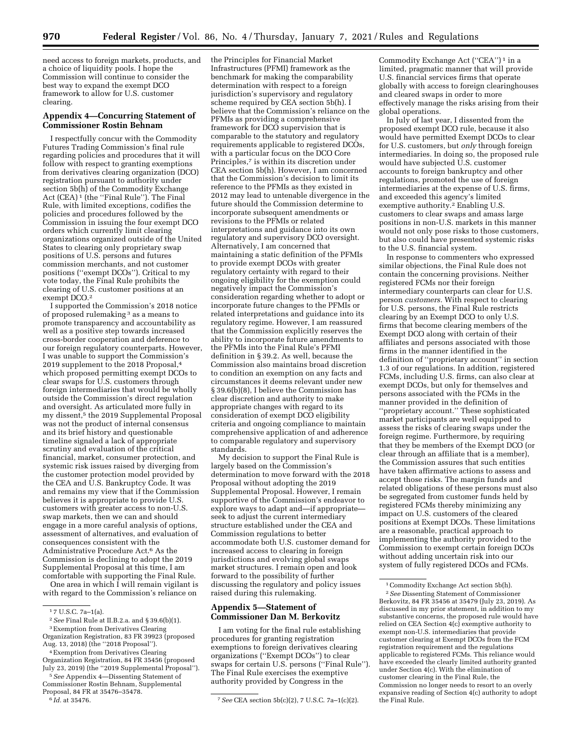need access to foreign markets, products, and a choice of liquidity pools. I hope the Commission will continue to consider the best way to expand the exempt DCO framework to allow for U.S. customer clearing.

## Appendix 4—Concurring Statement of Commissioner Rostin Behnam

I respectfully concur with the Commodity Futures Trading Commission's final rule regarding policies and procedures that it will follow with respect to granting exemptions from derivatives clearing organization (DCO) registration pursuant to authority under section 5b(h) of the Commodity Exchange Act (CEA)[1] (the "Final Rule"). The Final Rule, with limited exceptions, codifies the policies and procedures followed by the Commission in issuing the four exempt DCO orders which currently limit clearing organizations organized outside of the United States to clearing only proprietary swap positions of U.S. persons and futures commission merchants, and not customer positions ("exempt DCOs"). Critical to my vote today, the Final Rule prohibits the clearing of U.S. customer positions at an exempt DCO.[2]

I supported the Commission's 2018 notice of proposed rulemaking[3] as a means to promote transparency and accountability as well as a positive step towards increased cross-border cooperation and deference to our foreign regulatory counterparts. However, I was unable to support the Commission's 2019 supplement to the 2018 Proposal,[4] which proposed permitting exempt DCOs to clear swaps for U.S. customers through foreign intermediaries that would be wholly outside the Commission's direct regulation and oversight. As articulated more fully in my dissent,[5] the 2019 Supplemental Proposal was not the product of internal consensus and its brief history and questionable timeline signaled a lack of appropriate scrutiny and evaluation of the critical financial, market, consumer protection, and systemic risk issues raised by diverging from the customer protection model provided by the CEA and U.S. Bankruptcy Code. It was and remains my view that if the Commission believes it is appropriate to provide U.S. customers with greater access to non-U.S. swap markets, then we can and should engage in a more careful analysis of options, assessment of alternatives, and evaluation of consequences consistent with the Administrative Procedure Act.[6] As the Commission is declining to adopt the 2019 Supplemental Proposal at this time, I am comfortable with supporting the Final Rule.

One area in which I will remain vigilant is with regard to the Commission's reliance on the Principles for Financial Market Infrastructures (PFMI) framework as the benchmark for making the comparability determination with respect to a foreign jurisdiction's supervisory and regulatory scheme required by CEA section 5b(h). I believe that the Commission's reliance on the PFMIs as providing a comprehensive framework for DCO supervision that is comparable to the statutory and regulatory requirements applicable to registered DCOs, with a particular focus on the DCO Core Principles,[7] is within its discretion under CEA section 5b(h). However, I am concerned that the Commission's decision to limit its reference to the PFMIs as they existed in 2012 may lead to untenable divergence in the future should the Commission determine to incorporate subsequent amendments or revisions to the PFMIs or related interpretations and guidance into its own regulatory and supervisory DCO oversight. Alternatively, I am concerned that maintaining a static definition of the PFMIs to provide exempt DCOs with greater regulatory certainty with regard to their ongoing eligibility for the exemption could negatively impact the Commission's consideration regarding whether to adopt or incorporate future changes to the PFMIs or related interpretations and guidance into its regulatory regime. However, I am reassured that the Commission explicitly reserves the ability to incorporate future amendments to the PFMIs into the Final Rule's PFMI definition in § 39.2. As well, because the Commission also maintains broad discretion to condition an exemption on any facts and circumstances it deems relevant under new § 39.6(b)(8), I believe the Commission has clear discretion and authority to make appropriate changes with regard to its consideration of exempt DCO eligibility criteria and ongoing compliance to maintain comprehensive application of and adherence to comparable regulatory and supervisory standards.

My decision to support the Final Rule is largely based on the Commission's determination to move forward with the 2018 Proposal without adopting the 2019 Supplemental Proposal. However, I remain supportive of the Commission's endeavor to explore ways to adapt and—if appropriate—seek to adjust the current intermediary structure established under the CEA and Commission regulations to better accommodate both U.S. customer demand for increased access to clearing in foreign jurisdictions and evolving global swaps market structures. I remain open and look forward to the possibility of further discussing the regulatory and policy issues raised during this rulemaking.

[1] 7 U.S.C. 7a–1(a).

[2] *See* Final Rule at II.B.2.a. and § 39.6(b)(1).

[3] Exemption from Derivatives Clearing Organization Registration, 83 FR 39923 (proposed Aug. 13, 2018) (the "2018 Proposal").

[4] Exemption from Derivatives Clearing Organization Registration, 84 FR 35456 (proposed July 23, 2019) (the "2019 Supplemental Proposal").

[5] *See* Appendix 4—Dissenting Statement of Commissioner Rostin Behnam, Supplemental Proposal, 84 FR at 35476–35478.

[6] *Id.* at 35476.

[7] *See* CEA section 5b(c)(2), 7 U.S.C. 7a–1(c)(2).

## Appendix 5—Statement of Commissioner Dan M. Berkovitz

I am voting for the final rule establishing procedures for granting registration exemptions to foreign derivatives clearing organizations ("Exempt DCOs") to clear swaps for certain U.S. persons ("Final Rule"). The Final Rule exercises the exemptive authority provided by Congress in the Commodity Exchange Act ("CEA")[1] in a limited, pragmatic manner that will provide U.S. financial services firms that operate globally with access to foreign clearinghouses and cleared swaps in order to more effectively manage the risks arising from their global operations.

In July of last year, I dissented from the proposed exempt DCO rule, because it also would have permitted Exempt DCOs to clear for U.S. customers, but *only* through foreign intermediaries. In doing so, the proposed rule would have subjected U.S. customer accounts to foreign bankruptcy and other regulations, promoted the use of foreign intermediaries at the expense of U.S. firms, and exceeded this agency's limited exemptive authority.[2] Enabling U.S. customers to clear swaps and amass large positions in non-U.S. markets in this manner would not only pose risks to those customers, but also could have presented systemic risks to the U.S. financial system.

In response to commenters who expressed similar objections, the Final Rule does not contain the concerning provisions. Neither registered FCMs nor their foreign intermediary counterparts can clear for U.S. person *customers*. With respect to clearing for U.S. persons, the Final Rule restricts clearing by an Exempt DCO to only U.S. firms that become clearing members of the Exempt DCO along with certain of their affiliates and persons associated with those firms in the manner identified in the definition of "proprietary account" in section 1.3 of our regulations. In addition, registered FCMs, including U.S. firms, can also clear at exempt DCOs, but only for themselves and persons associated with the FCMs in the manner provided in the definition of "proprietary account." These sophisticated market participants are well equipped to assess the risks of clearing swaps under the foreign regime. Furthermore, by requiring that they be members of the Exempt DCO (or clear through an affiliate that is a member), the Commission assures that such entities have taken affirmative actions to assess and accept those risks. The margin funds and related obligations of these persons must also be segregated from customer funds held by registered FCMs thereby minimizing any impact on U.S. customers of the cleared positions at Exempt DCOs. These limitations are a reasonable, practical approach to implementing the authority provided to the Commission to exempt certain foreign DCOs without adding uncertain risk into our system of fully registered DCOs and FCMs.

[1] Commodity Exchange Act section 5b(h).

[2] *See* Dissenting Statement of Commissioner Berkovitz, 84 FR 35456 at 35479 (July 23, 2019). As discussed in my prior statement, in addition to my substantive concerns, the proposed rule would have relied on CEA Section 4(c) exemptive authority to exempt non-U.S. intermediaries that provide customer clearing at Exempt DCOs from the FCM registration requirement and the regulations applicable to registered FCMs. This reliance would have exceeded the clearly limited authority granted under Section 4(c). With the elimination of customer clearing in the Final Rule, the Commission no longer needs to resort to an overly expansive reading of Section 4(c) authority to adopt the Final Rule.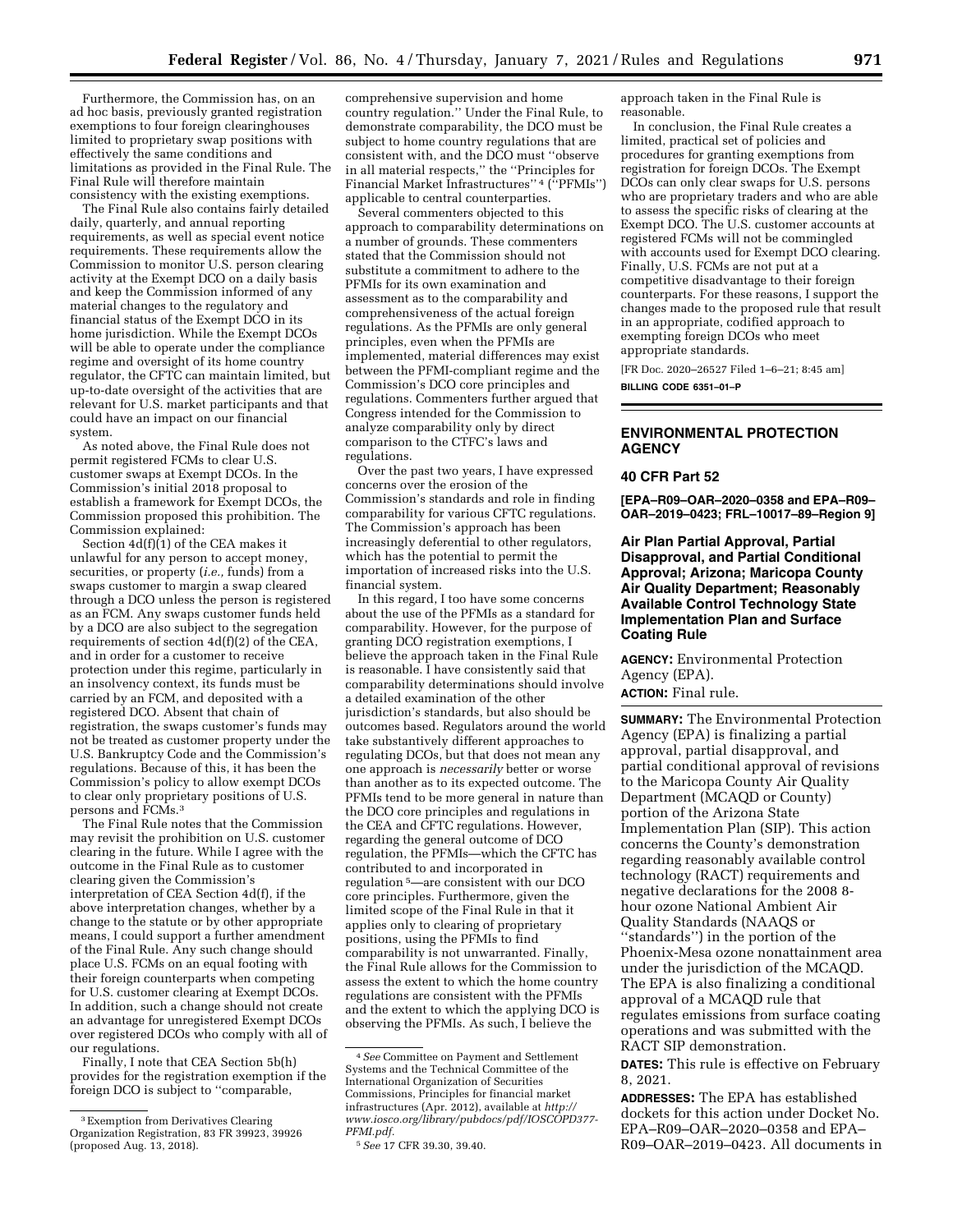Furthermore, the Commission has, on an ad hoc basis, previously granted registration exemptions to four foreign clearinghouses limited to proprietary swap positions with effectively the same conditions and limitations as provided in the Final Rule. The Final Rule will therefore maintain consistency with the existing exemptions.

The Final Rule also contains fairly detailed daily, quarterly, and annual reporting requirements, as well as special event notice requirements. These requirements allow the Commission to monitor U.S. person clearing activity at the Exempt DCO on a daily basis and keep the Commission informed of any material changes to the regulatory and financial status of the Exempt DCO in its home jurisdiction. While the Exempt DCOs will be able to operate under the compliance regime and oversight of its home country regulator, the CFTC can maintain limited, but up-to-date oversight of the activities that are relevant for U.S. market participants and that could have an impact on our financial system.

As noted above, the Final Rule does not permit registered FCMs to clear U.S. customer swaps at Exempt DCOs. In the Commission's initial 2018 proposal to establish a framework for Exempt DCOs, the Commission proposed this prohibition. The Commission explained:

Section 4d(f)(1) of the CEA makes it unlawful for any person to accept money, securities, or property (*i.e.,* funds) from a swaps customer to margin a swap cleared through a DCO unless the person is registered as an FCM. Any swaps customer funds held by a DCO are also subject to the segregation requirements of section 4d(f)(2) of the CEA, and in order for a customer to receive protection under this regime, particularly in an insolvency context, its funds must be carried by an FCM, and deposited with a registered DCO. Absent that chain of registration, the swaps customer's funds may not be treated as customer property under the U.S. Bankruptcy Code and the Commission's regulations. Because of this, it has been the Commission's policy to allow exempt DCOs to clear only proprietary positions of U.S. persons and FCMs.[3]

The Final Rule notes that the Commission may revisit the prohibition on U.S. customer clearing in the future. While I agree with the outcome in the Final Rule as to customer clearing given the Commission's interpretation of CEA Section 4d(f), if the above interpretation changes, whether by a change to the statute or by other appropriate means, I could support a further amendment of the Final Rule. Any such change should place U.S. FCMs on an equal footing with their foreign counterparts when competing for U.S. customer clearing at Exempt DCOs. In addition, such a change should not create an advantage for unregistered Exempt DCOs over registered DCOs who comply with all of our regulations.

Finally, I note that CEA Section 5b(h) provides for the registration exemption if the foreign DCO is subject to "comparable, comprehensive supervision and home country regulation." Under the Final Rule, to demonstrate comparability, the DCO must be subject to home country regulations that are consistent with, and the DCO must "observe in all material respects," the "Principles for Financial Market Infrastructures"[4] ("PFMIs") applicable to central counterparties.

Several commenters objected to this approach to comparability determinations on a number of grounds. These commenters stated that the Commission should not substitute a commitment to adhere to the PFMIs for its own examination and assessment as to the comparability and comprehensiveness of the actual foreign regulations. As the PFMIs are only general principles, even when the PFMIs are implemented, material differences may exist between the PFMI-compliant regime and the Commission's DCO core principles and regulations. Commenters further argued that Congress intended for the Commission to analyze comparability only by direct comparison to the CTFC's laws and regulations.

Over the past two years, I have expressed concerns over the erosion of the Commission's standards and role in finding comparability for various CFTC regulations. The Commission's approach has been increasingly deferential to other regulators, which has the potential to permit the importation of increased risks into the U.S. financial system.

In this regard, I too have some concerns about the use of the PFMIs as a standard for comparability. However, for the purpose of granting DCO registration exemptions, I believe the approach taken in the Final Rule is reasonable. I have consistently said that comparability determinations should involve a detailed examination of the other jurisdiction's standards, but also should be outcomes based. Regulators around the world take substantively different approaches to regulating DCOs, but that does not mean any one approach is *necessarily* better or worse than another as to its expected outcome. The PFMIs tend to be more general in nature than the DCO core principles and regulations in the CEA and CFTC regulations. However, regarding the general outcome of DCO regulation, the PFMIs—which the CFTC has contributed to and incorporated in regulation[5]—are consistent with our DCO core principles. Furthermore, given the limited scope of the Final Rule in that it applies only to clearing of proprietary positions, using the PFMIs to find comparability is not unwarranted. Finally, the Final Rule allows for the Commission to assess the extent to which the home country regulations are consistent with the PFMIs and the extent to which the applying DCO is observing the PFMIs. As such, I believe the approach taken in the Final Rule is reasonable.

In conclusion, the Final Rule creates a limited, practical set of policies and procedures for granting exemptions from registration for foreign DCOs. The Exempt DCOs can only clear swaps for U.S. persons who are proprietary traders and who are able to assess the specific risks of clearing at the Exempt DCO. The U.S. customer accounts at registered FCMs will not be commingled with accounts used for Exempt DCO clearing. Finally, U.S. FCMs are not put at a competitive disadvantage to their foreign counterparts. For these reasons, I support the changes made to the proposed rule that result in an appropriate, codified approach to exempting foreign DCOs who meet appropriate standards.

[FR Doc. 2020–26527 Filed 1–6–21; 8:45 am]

**BILLING CODE 6351–01–P**

[3] Exemption from Derivatives Clearing Organization Registration, 83 FR 39923, 39926 (proposed Aug. 13, 2018).

[4] *See* Committee on Payment and Settlement Systems and the Technical Committee of the International Organization of Securities Commissions, Principles for financial market infrastructures (Apr. 2012), available at *http://www.iosco.org/library/pubdocs/pdf/IOSCOPD377-PFMI.pdf.*

[5] *See* 17 CFR 39.30, 39.40.

## ENVIRONMENTAL PROTECTION AGENCY

### 40 CFR Part 52

**[EPA–R09–OAR–2020–0358 and EPA–R09–OAR–2019–0423; FRL–10017–89–Region 9]**

### Air Plan Partial Approval, Partial Disapproval, and Partial Conditional Approval; Arizona; Maricopa County Air Quality Department; Reasonably Available Control Technology State Implementation Plan and Surface Coating Rule

**AGENCY:** Environmental Protection Agency (EPA).

**ACTION:** Final rule.

**SUMMARY:** The Environmental Protection Agency (EPA) is finalizing a partial approval, partial disapproval, and partial conditional approval of revisions to the Maricopa County Air Quality Department (MCAQD or County) portion of the Arizona State Implementation Plan (SIP). This action concerns the County's demonstration regarding reasonably available control technology (RACT) requirements and negative declarations for the 2008 8-hour ozone National Ambient Air Quality Standards (NAAQS or "standards") in the portion of the Phoenix-Mesa ozone nonattainment area under the jurisdiction of the MCAQD. The EPA is also finalizing a conditional approval of a MCAQD rule that regulates emissions from surface coating operations and was submitted with the RACT SIP demonstration.

**DATES:** This rule is effective on February 8, 2021.

**ADDRESSES:** The EPA has established dockets for this action under Docket No. EPA–R09–OAR–2020–0358 and EPA–R09–OAR–2019–0423. All documents in